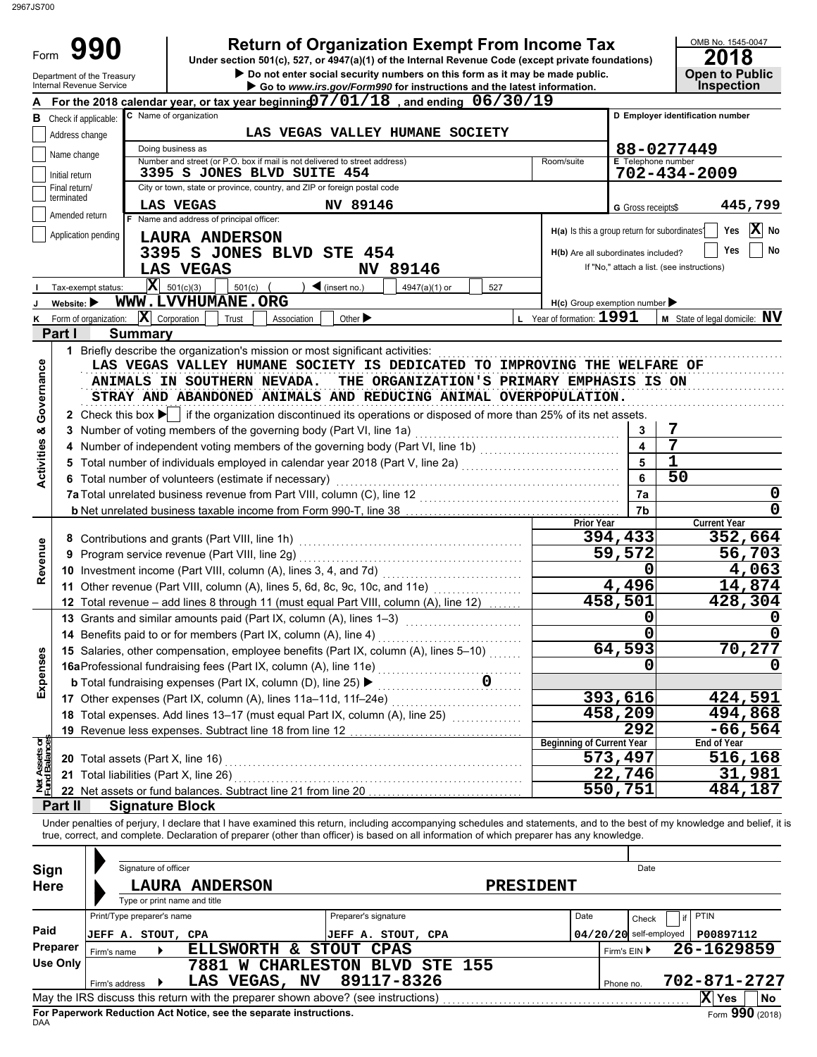2967JS700

# Form 990 — Return of Organization Exempt From Income Tax

Under section 501(c), 527, or 4947(a)(1) of the Internal Revenue Code (except private foundations)

▶ Do not enter social security numbers on this form as it may be made public.

▶ Go to www.irs.gov/Form990 for instructions and the latest information.

Department of the Treasury
Internal Revenue Service

OMB No. 1545-0047

**2018**

**Open to Public Inspection**

**A** For the 2018 calendar year, or tax year beginning 07/01/18, and ending 06/30/19

**B** Check if applicable:
- [ ] Address change
- [ ] Name change
- [ ] Initial return
- [ ] Final return/terminated
- [ ] Amended return
- [ ] Application pending

**C** Name of organization: LAS VEGAS VALLEY HUMANE SOCIETY

Doing business as

Number and street (or P.O. box if mail is not delivered to street address): 3395 S JONES BLVD SUITE 454 — Room/suite

City or town, state or province, country, and ZIP or foreign postal code: LAS VEGAS NV 89146

**D** Employer identification number: 88-0277449

**E** Telephone number: 702-434-2009

**G** Gross receipts$ 445,799

**F** Name and address of principal officer:
LAURA ANDERSON
3395 S JONES BLVD STE 454
LAS VEGAS NV 89146

H(a) Is this a group return for subordinates? [ ] Yes [X] No

H(b) Are all subordinates included? [ ] Yes [ ] No
If "No," attach a list. (see instructions)

**I** Tax-exempt status: [X] 501(c)(3) [ ] 501(c) ( ) ◀ (insert no.) [ ] 4947(a)(1) or [ ] 527

**J** Website: ▶ WWW.LVVHUMANE.ORG

H(c) Group exemption number ▶

**K** Form of organization: [X] Corporation [ ] Trust [ ] Association [ ] Other ▶

**L** Year of formation: 1991

**M** State of legal domicile: NV

## Part I Summary

### Activities & Governance

1 Briefly describe the organization's mission or most significant activities:
LAS VEGAS VALLEY HUMANE SOCIETY IS DEDICATED TO IMPROVING THE WELFARE OF ANIMALS IN SOUTHERN NEVADA. THE ORGANIZATION'S PRIMARY EMPHASIS IS ON STRAY AND ABANDONED ANIMALS AND REDUCING ANIMAL OVERPOPULATION.

2 Check this box ▶ [ ] if the organization discontinued its operations or disposed of more than 25% of its net assets.

| Line | Description | No. | Value |
|---|---|---|---|
| 3 | Number of voting members of the governing body (Part VI, line 1a) | 3 | 7 |
| 4 | Number of independent voting members of the governing body (Part VI, line 1b) | 4 | 7 |
| 5 | Total number of individuals employed in calendar year 2018 (Part V, line 2a) | 5 | 1 |
| 6 | Total number of volunteers (estimate if necessary) | 6 | 50 |
| 7a | Total unrelated business revenue from Part VIII, column (C), line 12 | 7a | 0 |
| 7b | Net unrelated business taxable income from Form 990-T, line 38 | 7b | 0 |

### Revenue / Expenses

| Line | Description | Prior Year | Current Year |
|---|---|---|---|
| 8 | Contributions and grants (Part VIII, line 1h) | 394,433 | 352,664 |
| 9 | Program service revenue (Part VIII, line 2g) | 59,572 | 56,703 |
| 10 | Investment income (Part VIII, column (A), lines 3, 4, and 7d) | 0 | 4,063 |
| 11 | Other revenue (Part VIII, column (A), lines 5, 6d, 8c, 9c, 10c, and 11e) | 4,496 | 14,874 |
| 12 | Total revenue – add lines 8 through 11 (must equal Part VIII, column (A), line 12) | 458,501 | 428,304 |
| 13 | Grants and similar amounts paid (Part IX, column (A), lines 1–3) | 0 | 0 |
| 14 | Benefits paid to or for members (Part IX, column (A), line 4) | 0 | 0 |
| 15 | Salaries, other compensation, employee benefits (Part IX, column (A), lines 5–10) | 64,593 | 70,277 |
| 16a | Professional fundraising fees (Part IX, column (A), line 11e) | 0 | 0 |
| b | Total fundraising expenses (Part IX, column (D), line 25) ▶ 0 | | |
| 17 | Other expenses (Part IX, column (A), lines 11a–11d, 11f–24e) | 393,616 | 424,591 |
| 18 | Total expenses. Add lines 13–17 (must equal Part IX, column (A), line 25) | 458,209 | 494,868 |
| 19 | Revenue less expenses. Subtract line 18 from line 12 | 292 | -66,564 |

### Net Assets or Fund Balances

| Line | Description | Beginning of Current Year | End of Year |
|---|---|---|---|
| 20 | Total assets (Part X, line 16) | 573,497 | 516,168 |
| 21 | Total liabilities (Part X, line 26) | 22,746 | 31,981 |
| 22 | Net assets or fund balances. Subtract line 21 from line 20 | 550,751 | 484,187 |

## Part II Signature Block

Under penalties of perjury, I declare that I have examined this return, including accompanying schedules and statements, and to the best of my knowledge and belief, it is true, correct, and complete. Declaration of preparer (other than officer) is based on all information of which preparer has any knowledge.

**Sign Here**

Signature of officer — Date

LAURA ANDERSON — PRESIDENT
Type or print name and title

**Paid Preparer Use Only**

| Print/Type preparer's name | Preparer's signature | Date | Check if self-employed | PTIN |
|---|---|---|---|---|
| JEFF A. STOUT, CPA | JEFF A. STOUT, CPA | 04/20/20 | | P00897112 |

Firm's name ▶ ELLSWORTH & STOUT CPAS — Firm's EIN ▶ 26-1629859

Firm's address ▶ 7881 W CHARLESTON BLVD STE 155, LAS VEGAS, NV 89117-8326 — Phone no. 702-871-2727

May the IRS discuss this return with the preparer shown above? (see instructions) [X] Yes [ ] No

For Paperwork Reduction Act Notice, see the separate instructions.

DAA — Form 990 (2018)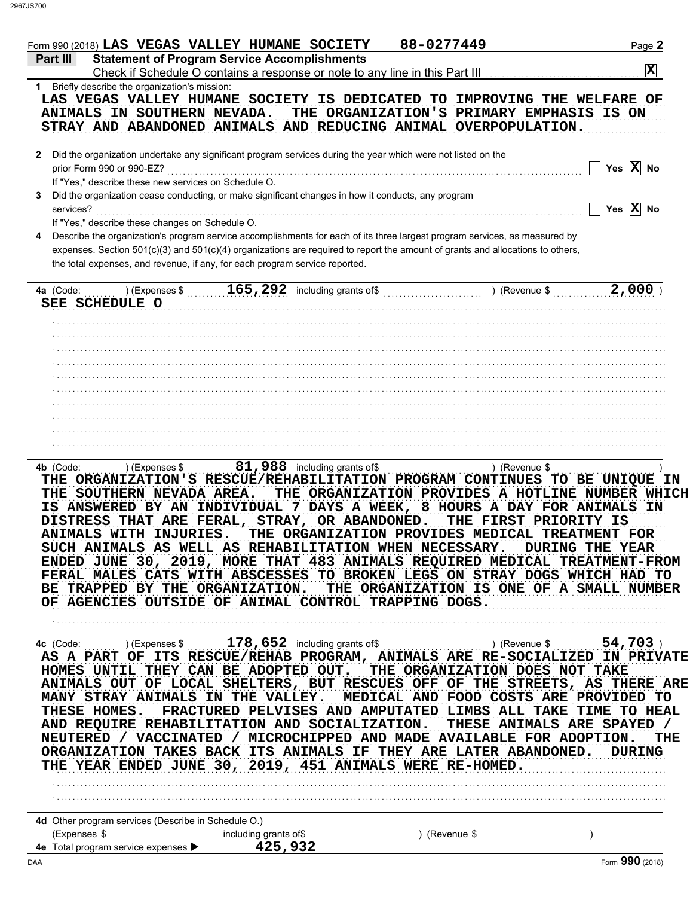Form 990 (2018) LAS VEGAS VALLEY HUMANE SOCIETY 88-0277449 Page 2

## Part III Statement of Program Service Accomplishments

Check if Schedule O contains a response or note to any line in this Part III . . . . . . . . . . . . . . . . . . . . . [X]

**1** Briefly describe the organization's mission:

LAS VEGAS VALLEY HUMANE SOCIETY IS DEDICATED TO IMPROVING THE WELFARE OF ANIMALS IN SOUTHERN NEVADA. THE ORGANIZATION'S PRIMARY EMPHASIS IS ON STRAY AND ABANDONED ANIMALS AND REDUCING ANIMAL OVERPOPULATION.

**2** Did the organization undertake any significant program services during the year which were not listed on the prior Form 990 or 990-EZ? . . . . . . . . . . . . [ ] Yes [X] No

If "Yes," describe these new services on Schedule O.

**3** Did the organization cease conducting, or make significant changes in how it conducts, any program services? . . . . . . . . . . . . [ ] Yes [X] No

If "Yes," describe these changes on Schedule O.

**4** Describe the organization's program service accomplishments for each of its three largest program services, as measured by expenses. Section 501(c)(3) and 501(c)(4) organizations are required to report the amount of grants and allocations to others, the total expenses, and revenue, if any, for each program service reported.

**4a** (Code: ) (Expenses $ 165,292 including grants of$ ) (Revenue $ 2,000 )

SEE SCHEDULE O

**4b** (Code: ) (Expenses $ 81,988 including grants of$ ) (Revenue $ )

THE ORGANIZATION'S RESCUE/REHABILITATION PROGRAM CONTINUES TO BE UNIQUE IN THE SOUTHERN NEVADA AREA. THE ORGANIZATION PROVIDES A HOTLINE NUMBER WHICH IS ANSWERED BY AN INDIVIDUAL 7 DAYS A WEEK, 8 HOURS A DAY FOR ANIMALS IN DISTRESS THAT ARE FERAL, STRAY, OR ABANDONED. THE FIRST PRIORITY IS ANIMALS WITH INJURIES. THE ORGANIZATION PROVIDES MEDICAL TREATMENT FOR SUCH ANIMALS AS WELL AS REHABILITATION WHEN NECESSARY. DURING THE YEAR ENDED JUNE 30, 2019, MORE THAT 483 ANIMALS REQUIRED MEDICAL TREATMENT-FROM FERAL MALES CATS WITH ABSCESSES TO BROKEN LEGS ON STRAY DOGS WHICH HAD TO BE TRAPPED BY THE ORGANIZATION. THE ORGANIZATION IS ONE OF A SMALL NUMBER OF AGENCIES OUTSIDE OF ANIMAL CONTROL TRAPPING DOGS.

**4c** (Code: ) (Expenses $ 178,652 including grants of$ ) (Revenue $ 54,703 )

AS A PART OF ITS RESCUE/REHAB PROGRAM, ANIMALS ARE RE-SOCIALIZED IN PRIVATE HOMES UNTIL THEY CAN BE ADOPTED OUT. THE ORGANIZATION DOES NOT TAKE ANIMALS OUT OF LOCAL SHELTERS, BUT RESCUES OFF OF THE STREETS, AS THERE ARE MANY STRAY ANIMALS IN THE VALLEY. MEDICAL AND FOOD COSTS ARE PROVIDED TO THESE HOMES. FRACTURED PELVISES AND AMPUTATED LIMBS ALL TAKE TIME TO HEAL AND REQUIRE REHABILITATION AND SOCIALIZATION. THESE ANIMALS ARE SPAYED / NEUTERED / VACCINATED / MICROCHIPPED AND MADE AVAILABLE FOR ADOPTION. THE ORGANIZATION TAKES BACK ITS ANIMALS IF THEY ARE LATER ABANDONED. DURING THE YEAR ENDED JUNE 30, 2019, 451 ANIMALS WERE RE-HOMED.

**4d** Other program services (Describe in Schedule O.)

(Expenses $ including grants of$ ) (Revenue $ )

**4e** Total program service expenses ▶ 425,932

Form **990** (2018)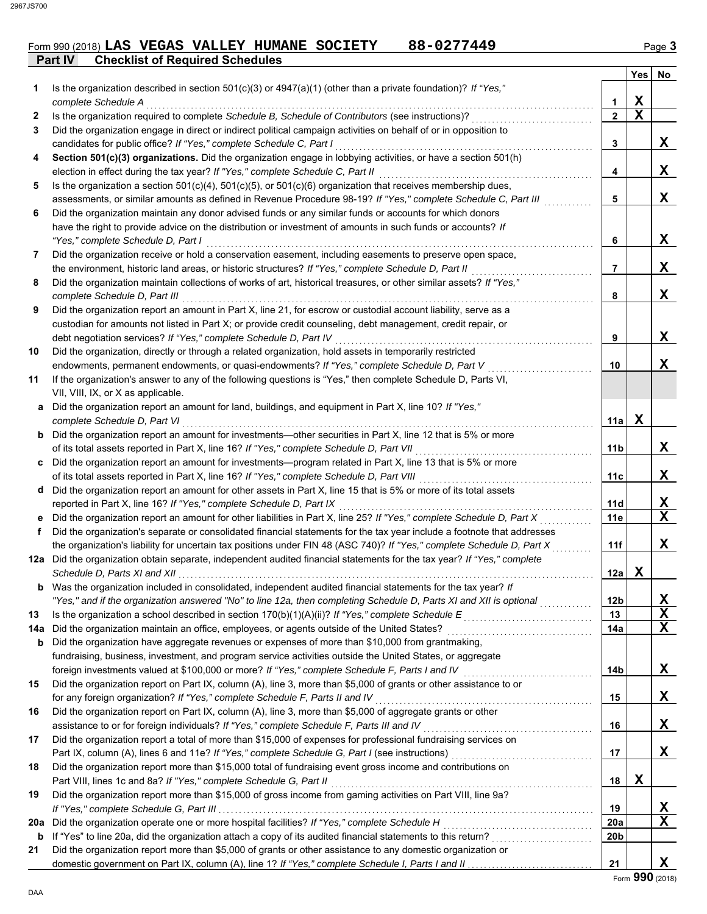Form 990 (2018) **LAS VEGAS VALLEY HUMANE SOCIETY 88-0277449** Page 3

## Part IV Checklist of Required Schedules

| | | | Yes | No |
|---|---|---|---|---|
| **1** | Is the organization described in section 501(c)(3) or 4947(a)(1) (other than a private foundation)? *If "Yes," complete Schedule A* | 1 | X | |
| **2** | Is the organization required to complete *Schedule B, Schedule of Contributors* (see instructions)? | 2 | X | |
| **3** | Did the organization engage in direct or indirect political campaign activities on behalf of or in opposition to candidates for public office? *If "Yes," complete Schedule C, Part I* | 3 | | X |
| **4** | **Section 501(c)(3) organizations.** Did the organization engage in lobbying activities, or have a section 501(h) election in effect during the tax year? *If "Yes," complete Schedule C, Part II* | 4 | | X |
| **5** | Is the organization a section 501(c)(4), 501(c)(5), or 501(c)(6) organization that receives membership dues, assessments, or similar amounts as defined in Revenue Procedure 98-19? *If "Yes," complete Schedule C, Part III* | 5 | | X |
| **6** | Did the organization maintain any donor advised funds or any similar funds or accounts for which donors have the right to provide advice on the distribution or investment of amounts in such funds or accounts? *If "Yes," complete Schedule D, Part I* | 6 | | X |
| **7** | Did the organization receive or hold a conservation easement, including easements to preserve open space, the environment, historic land areas, or historic structures? *If "Yes," complete Schedule D, Part II* | 7 | | X |
| **8** | Did the organization maintain collections of works of art, historical treasures, or other similar assets? *If "Yes," complete Schedule D, Part III* | 8 | | X |
| **9** | Did the organization report an amount in Part X, line 21, for escrow or custodial account liability, serve as a custodian for amounts not listed in Part X; or provide credit counseling, debt management, credit repair, or debt negotiation services? *If "Yes," complete Schedule D, Part IV* | 9 | | X |
| **10** | Did the organization, directly or through a related organization, hold assets in temporarily restricted endowments, permanent endowments, or quasi-endowments? *If "Yes," complete Schedule D, Part V* | 10 | | X |
| **11** | If the organization's answer to any of the following questions is "Yes," then complete Schedule D, Parts VI, VII, VIII, IX, or X as applicable. | | | |
| **a** | Did the organization report an amount for land, buildings, and equipment in Part X, line 10? *If "Yes," complete Schedule D, Part VI* | 11a | X | |
| **b** | Did the organization report an amount for investments—other securities in Part X, line 12 that is 5% or more of its total assets reported in Part X, line 16? *If "Yes," complete Schedule D, Part VII* | 11b | | X |
| **c** | Did the organization report an amount for investments—program related in Part X, line 13 that is 5% or more of its total assets reported in Part X, line 16? *If "Yes," complete Schedule D, Part VIII* | 11c | | X |
| **d** | Did the organization report an amount for other assets in Part X, line 15 that is 5% or more of its total assets reported in Part X, line 16? *If "Yes," complete Schedule D, Part IX* | 11d | | X |
| **e** | Did the organization report an amount for other liabilities in Part X, line 25? *If "Yes," complete Schedule D, Part X* | 11e | | X |
| **f** | Did the organization's separate or consolidated financial statements for the tax year include a footnote that addresses the organization's liability for uncertain tax positions under FIN 48 (ASC 740)? *If "Yes," complete Schedule D, Part X* | 11f | | X |
| **12a** | Did the organization obtain separate, independent audited financial statements for the tax year? *If "Yes," complete Schedule D, Parts XI and XII* | 12a | X | |
| **b** | Was the organization included in consolidated, independent audited financial statements for the tax year? *If "Yes," and if the organization answered "No" to line 12a, then completing Schedule D, Parts XI and XII is optional* | 12b | | X |
| **13** | Is the organization a school described in section 170(b)(1)(A)(ii)? *If "Yes," complete Schedule E* | 13 | | X |
| **14a** | Did the organization maintain an office, employees, or agents outside of the United States? | 14a | | X |
| **b** | Did the organization have aggregate revenues or expenses of more than $10,000 from grantmaking, fundraising, business, investment, and program service activities outside the United States, or aggregate foreign investments valued at $100,000 or more? *If "Yes," complete Schedule F, Parts I and IV* | 14b | | X |
| **15** | Did the organization report on Part IX, column (A), line 3, more than $5,000 of grants or other assistance to or for any foreign organization? *If "Yes," complete Schedule F, Parts II and IV* | 15 | | X |
| **16** | Did the organization report on Part IX, column (A), line 3, more than $5,000 of aggregate grants or other assistance to or for foreign individuals? *If "Yes," complete Schedule F, Parts III and IV* | 16 | | X |
| **17** | Did the organization report a total of more than $15,000 of expenses for professional fundraising services on Part IX, column (A), lines 6 and 11e? *If "Yes," complete Schedule G, Part I* (see instructions) | 17 | | X |
| **18** | Did the organization report more than $15,000 total of fundraising event gross income and contributions on Part VIII, lines 1c and 8a? *If "Yes," complete Schedule G, Part II* | 18 | X | |
| **19** | Did the organization report more than $15,000 of gross income from gaming activities on Part VIII, line 9a? *If "Yes," complete Schedule G, Part III* | 19 | | X |
| **20a** | Did the organization operate one or more hospital facilities? *If "Yes," complete Schedule H* | 20a | | X |
| **b** | If "Yes" to line 20a, did the organization attach a copy of its audited financial statements to this return? | 20b | | |
| **21** | Did the organization report more than $5,000 of grants or other assistance to any domestic organization or domestic government on Part IX, column (A), line 1? *If "Yes," complete Schedule I, Parts I and II* | 21 | | X |

Form **990** (2018)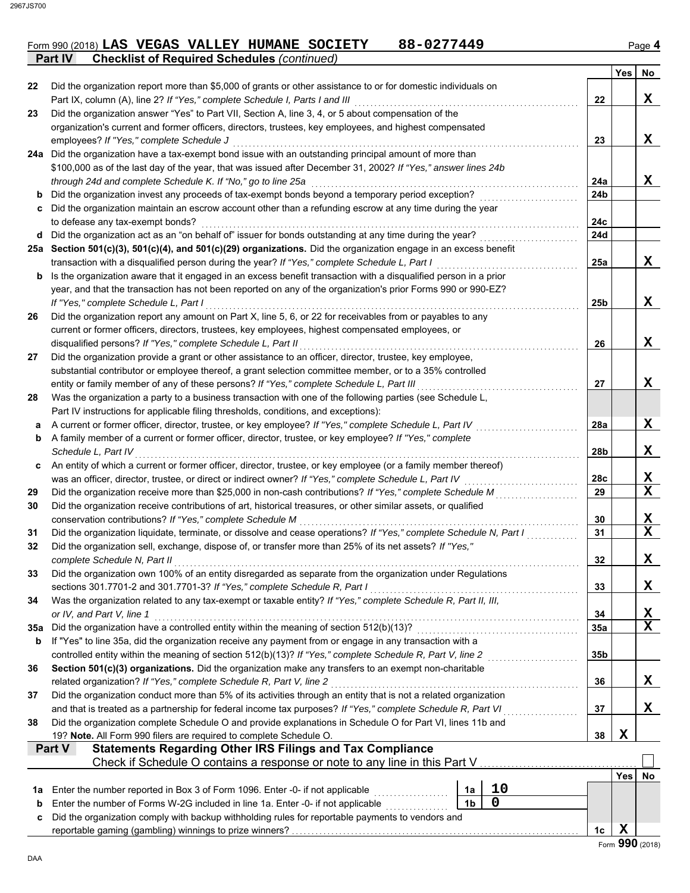Form 990 (2018) LAS VEGAS VALLEY HUMANE SOCIETY 88-0277449

**Part IV Checklist of Required Schedules** *(continued)*

| | | | Yes | No |
|---|---|---|---|---|
| 22 | Did the organization report more than $5,000 of grants or other assistance to or for domestic individuals on Part IX, column (A), line 2? *If "Yes," complete Schedule I, Parts I and III* | 22 | | X |
| 23 | Did the organization answer "Yes" to Part VII, Section A, line 3, 4, or 5 about compensation of the organization's current and former officers, directors, trustees, key employees, and highest compensated employees? *If "Yes," complete Schedule J* | 23 | | X |
| 24a | Did the organization have a tax-exempt bond issue with an outstanding principal amount of more than $100,000 as of the last day of the year, that was issued after December 31, 2002? *If "Yes," answer lines 24b through 24d and complete Schedule K. If "No," go to line 25a* | 24a | | X |
| b | Did the organization invest any proceeds of tax-exempt bonds beyond a temporary period exception? | 24b | | |
| c | Did the organization maintain an escrow account other than a refunding escrow at any time during the year to defease any tax-exempt bonds? | 24c | | |
| d | Did the organization act as an "on behalf of" issuer for bonds outstanding at any time during the year? | 24d | | |
| 25a | **Section 501(c)(3), 501(c)(4), and 501(c)(29) organizations.** Did the organization engage in an excess benefit transaction with a disqualified person during the year? *If "Yes," complete Schedule L, Part I* | 25a | | X |
| b | Is the organization aware that it engaged in an excess benefit transaction with a disqualified person in a prior year, and that the transaction has not been reported on any of the organization's prior Forms 990 or 990-EZ? *If "Yes," complete Schedule L, Part I* | 25b | | X |
| 26 | Did the organization report any amount on Part X, line 5, 6, or 22 for receivables from or payables to any current or former officers, directors, trustees, key employees, highest compensated employees, or disqualified persons? *If "Yes," complete Schedule L, Part II* | 26 | | X |
| 27 | Did the organization provide a grant or other assistance to an officer, director, trustee, key employee, substantial contributor or employee thereof, a grant selection committee member, or to a 35% controlled entity or family member of any of these persons? *If "Yes," complete Schedule L, Part III* | 27 | | X |
| 28 | Was the organization a party to a business transaction with one of the following parties (see Schedule L, Part IV instructions for applicable filing thresholds, conditions, and exceptions): | | | |
| a | A current or former officer, director, trustee, or key employee? *If "Yes," complete Schedule L, Part IV* | 28a | | X |
| b | A family member of a current or former officer, director, trustee, or key employee? *If "Yes," complete Schedule L, Part IV* | 28b | | X |
| c | An entity of which a current or former officer, director, trustee, or key employee (or a family member thereof) was an officer, director, trustee, or direct or indirect owner? *If "Yes," complete Schedule L, Part IV* | 28c | | X |
| 29 | Did the organization receive more than $25,000 in non-cash contributions? *If "Yes," complete Schedule M* | 29 | | X |
| 30 | Did the organization receive contributions of art, historical treasures, or other similar assets, or qualified conservation contributions? *If "Yes," complete Schedule M* | 30 | | X |
| 31 | Did the organization liquidate, terminate, or dissolve and cease operations? *If "Yes," complete Schedule N, Part I* | 31 | | X |
| 32 | Did the organization sell, exchange, dispose of, or transfer more than 25% of its net assets? *If "Yes," complete Schedule N, Part II* | 32 | | X |
| 33 | Did the organization own 100% of an entity disregarded as separate from the organization under Regulations sections 301.7701-2 and 301.7701-3? *If "Yes," complete Schedule R, Part I* | 33 | | X |
| 34 | Was the organization related to any tax-exempt or taxable entity? *If "Yes," complete Schedule R, Part II, III, or IV, and Part V, line 1* | 34 | | X |
| 35a | Did the organization have a controlled entity within the meaning of section 512(b)(13)? | 35a | | X |
| b | If "Yes" to line 35a, did the organization receive any payment from or engage in any transaction with a controlled entity within the meaning of section 512(b)(13)? *If "Yes," complete Schedule R, Part V, line 2* | 35b | | |
| 36 | **Section 501(c)(3) organizations.** Did the organization make any transfers to an exempt non-charitable related organization? *If "Yes," complete Schedule R, Part V, line 2* | 36 | | X |
| 37 | Did the organization conduct more than 5% of its activities through an entity that is not a related organization and that is treated as a partnership for federal income tax purposes? *If "Yes," complete Schedule R, Part VI* | 37 | | X |
| 38 | Did the organization complete Schedule O and provide explanations in Schedule O for Part VI, lines 11b and 19? **Note.** All Form 990 filers are required to complete Schedule O. | 38 | X | |

**Part V Statements Regarding Other IRS Filings and Tax Compliance**

Check if Schedule O contains a response or note to any line in this Part V ☐

| | | | | | Yes | No |
|---|---|---|---|---|---|---|
| 1a | Enter the number reported in Box 3 of Form 1096. Enter -0- if not applicable | 1a | 10 | | | |
| b | Enter the number of Forms W-2G included in line 1a. Enter -0- if not applicable | 1b | 0 | | | |
| c | Did the organization comply with backup withholding rules for reportable payments to vendors and reportable gaming (gambling) winnings to prize winners? | | | 1c | X | |

Form **990** (2018)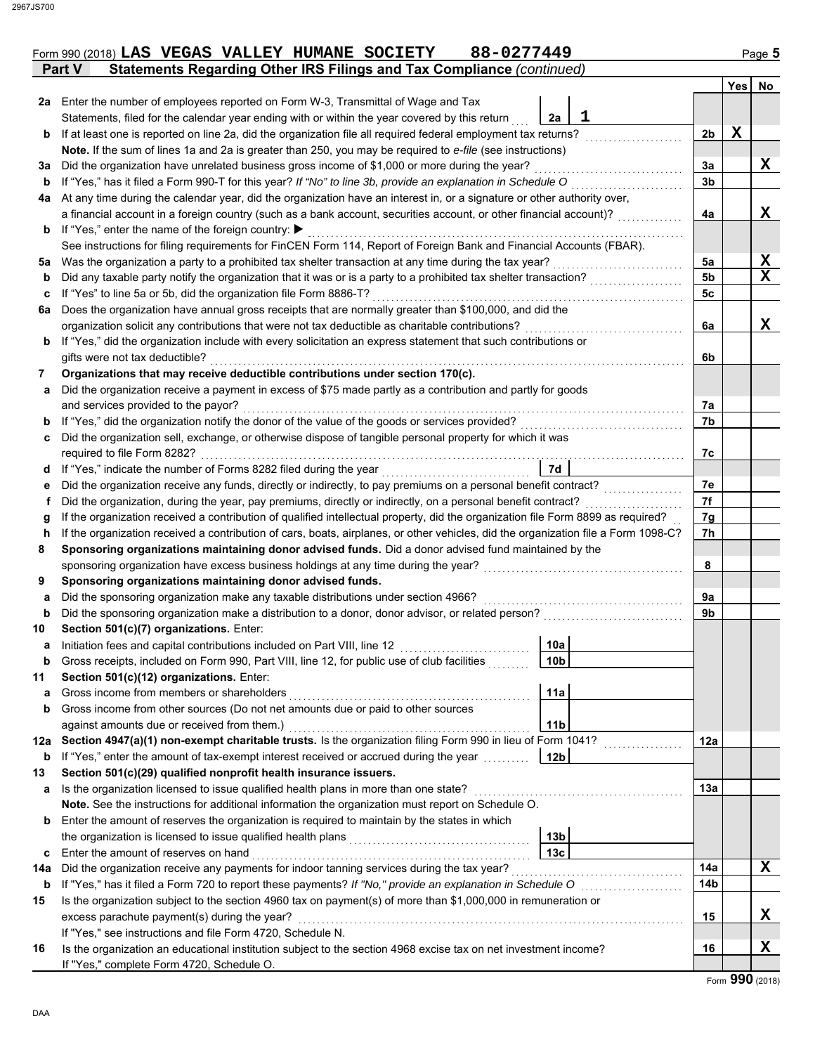Form 990 (2018) LAS VEGAS VALLEY HUMANE SOCIETY 88-0277449

## Part V Statements Regarding Other IRS Filings and Tax Compliance *(continued)*

| | | | | Line | Yes | No |
|---|---|---|---|---|---|---|
| **2a** | Enter the number of employees reported on Form W-3, Transmittal of Wage and Tax Statements, filed for the calendar year ending with or within the year covered by this return | 2a | 1 | | | |
| **b** | If at least one is reported on line 2a, did the organization file all required federal employment tax returns? | | | 2b | X | |
| | **Note.** If the sum of lines 1a and 2a is greater than 250, you may be required to *e-file* (see instructions) | | | | | |
| **3a** | Did the organization have unrelated business gross income of $1,000 or more during the year? | | | 3a | | X |
| **b** | If "Yes," has it filed a Form 990-T for this year? *If "No" to line 3b, provide an explanation in Schedule O* | | | 3b | | |
| **4a** | At any time during the calendar year, did the organization have an interest in, or a signature or other authority over, a financial account in a foreign country (such as a bank account, securities account, or other financial account)? | | | 4a | | X |
| **b** | If "Yes," enter the name of the foreign country: ▶ | | | | | |
| | See instructions for filing requirements for FinCEN Form 114, Report of Foreign Bank and Financial Accounts (FBAR). | | | | | |
| **5a** | Was the organization a party to a prohibited tax shelter transaction at any time during the tax year? | | | 5a | | X |
| **b** | Did any taxable party notify the organization that it was or is a party to a prohibited tax shelter transaction? | | | 5b | | X |
| **c** | If "Yes" to line 5a or 5b, did the organization file Form 8886-T? | | | 5c | | |
| **6a** | Does the organization have annual gross receipts that are normally greater than $100,000, and did the organization solicit any contributions that were not tax deductible as charitable contributions? | | | 6a | | X |
| **b** | If "Yes," did the organization include with every solicitation an express statement that such contributions or gifts were not tax deductible? | | | 6b | | |
| **7** | **Organizations that may receive deductible contributions under section 170(c).** | | | | | |
| **a** | Did the organization receive a payment in excess of $75 made partly as a contribution and partly for goods and services provided to the payor? | | | 7a | | |
| **b** | If "Yes," did the organization notify the donor of the value of the goods or services provided? | | | 7b | | |
| **c** | Did the organization sell, exchange, or otherwise dispose of tangible personal property for which it was required to file Form 8282? | | | 7c | | |
| **d** | If "Yes," indicate the number of Forms 8282 filed during the year | 7d | | | | |
| **e** | Did the organization receive any funds, directly or indirectly, to pay premiums on a personal benefit contract? | | | 7e | | |
| **f** | Did the organization, during the year, pay premiums, directly or indirectly, on a personal benefit contract? | | | 7f | | |
| **g** | If the organization received a contribution of qualified intellectual property, did the organization file Form 8899 as required? | | | 7g | | |
| **h** | If the organization received a contribution of cars, boats, airplanes, or other vehicles, did the organization file a Form 1098-C? | | | 7h | | |
| **8** | **Sponsoring organizations maintaining donor advised funds.** Did a donor advised fund maintained by the sponsoring organization have excess business holdings at any time during the year? | | | 8 | | |
| **9** | **Sponsoring organizations maintaining donor advised funds.** | | | | | |
| **a** | Did the sponsoring organization make any taxable distributions under section 4966? | | | 9a | | |
| **b** | Did the sponsoring organization make a distribution to a donor, donor advisor, or related person? | | | 9b | | |
| **10** | **Section 501(c)(7) organizations.** Enter: | | | | | |
| **a** | Initiation fees and capital contributions included on Part VIII, line 12 | 10a | | | | |
| **b** | Gross receipts, included on Form 990, Part VIII, line 12, for public use of club facilities | 10b | | | | |
| **11** | **Section 501(c)(12) organizations.** Enter: | | | | | |
| **a** | Gross income from members or shareholders | 11a | | | | |
| **b** | Gross income from other sources (Do not net amounts due or paid to other sources against amounts due or received from them.) | 11b | | | | |
| **12a** | **Section 4947(a)(1) non-exempt charitable trusts.** Is the organization filing Form 990 in lieu of Form 1041? | | | 12a | | |
| **b** | If "Yes," enter the amount of tax-exempt interest received or accrued during the year | 12b | | | | |
| **13** | **Section 501(c)(29) qualified nonprofit health insurance issuers.** | | | | | |
| **a** | Is the organization licensed to issue qualified health plans in more than one state? | | | 13a | | |
| | **Note.** See the instructions for additional information the organization must report on Schedule O. | | | | | |
| **b** | Enter the amount of reserves the organization is required to maintain by the states in which the organization is licensed to issue qualified health plans | 13b | | | | |
| **c** | Enter the amount of reserves on hand | 13c | | | | |
| **14a** | Did the organization receive any payments for indoor tanning services during the tax year? | | | 14a | | X |
| **b** | If "Yes," has it filed a Form 720 to report these payments? *If "No," provide an explanation in Schedule O* | | | 14b | | |
| **15** | Is the organization subject to the section 4960 tax on payment(s) of more than $1,000,000 in remuneration or excess parachute payment(s) during the year? | | | 15 | | X |
| | If "Yes," see instructions and file Form 4720, Schedule N. | | | | | |
| **16** | Is the organization an educational institution subject to the section 4968 excise tax on net investment income? | | | 16 | | X |
| | If "Yes," complete Form 4720, Schedule O. | | | | | |

Form **990** (2018)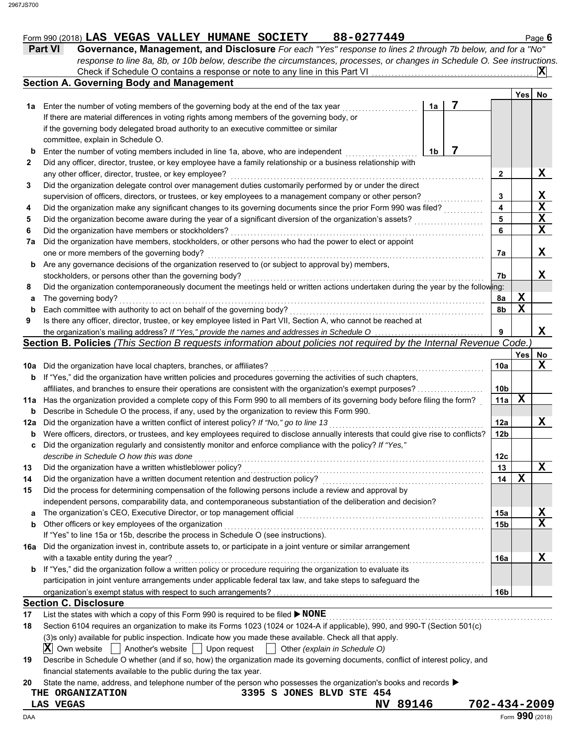Form 990 (2018) **LAS VEGAS VALLEY HUMANE SOCIETY 88-0277449**

## Part VI Governance, Management, and Disclosure

*For each "Yes" response to lines 2 through 7b below, and for a "No" response to line 8a, 8b, or 10b below, describe the circumstances, processes, or changes in Schedule O. See instructions.*

Check if Schedule O contains a response or note to any line in this Part VI . . . . . **X**

### Section A. Governing Body and Management

| | | | Yes | No |
|---|---|---|---|---|
| **1a** | Enter the number of voting members of the governing body at the end of the tax year . . . **1a** 7<br>If there are material differences in voting rights among members of the governing body, or if the governing body delegated broad authority to an executive committee or similar committee, explain in Schedule O. | | | |
| **b** | Enter the number of voting members included in line 1a, above, who are independent . . . **1b** 7 | | | |
| **2** | Did any officer, director, trustee, or key employee have a family relationship or a business relationship with any other officer, director, trustee, or key employee? | 2 | | X |
| **3** | Did the organization delegate control over management duties customarily performed by or under the direct supervision of officers, directors, or trustees, or key employees to a management company or other person? | 3 | | X |
| **4** | Did the organization make any significant changes to its governing documents since the prior Form 990 was filed? | 4 | | X |
| **5** | Did the organization become aware during the year of a significant diversion of the organization's assets? | 5 | | X |
| **6** | Did the organization have members or stockholders? | 6 | | X |
| **7a** | Did the organization have members, stockholders, or other persons who had the power to elect or appoint one or more members of the governing body? | 7a | | X |
| **b** | Are any governance decisions of the organization reserved to (or subject to approval by) members, stockholders, or persons other than the governing body? | 7b | | X |
| **8** | Did the organization contemporaneously document the meetings held or written actions undertaken during the year by the following: | | | |
| **a** | The governing body? | 8a | X | |
| **b** | Each committee with authority to act on behalf of the governing body? | 8b | X | |
| **9** | Is there any officer, director, trustee, or key employee listed in Part VII, Section A, who cannot be reached at the organization's mailing address? *If "Yes," provide the names and addresses in Schedule O* | 9 | | X |

### Section B. Policies *(This Section B requests information about policies not required by the Internal Revenue Code.)*

| | | | Yes | No |
|---|---|---|---|---|
| **10a** | Did the organization have local chapters, branches, or affiliates? | 10a | | X |
| **b** | If "Yes," did the organization have written policies and procedures governing the activities of such chapters, affiliates, and branches to ensure their operations are consistent with the organization's exempt purposes? | 10b | | |
| **11a** | Has the organization provided a complete copy of this Form 990 to all members of its governing body before filing the form? | 11a | X | |
| **b** | Describe in Schedule O the process, if any, used by the organization to review this Form 990. | | | |
| **12a** | Did the organization have a written conflict of interest policy? *If "No," go to line 13* | 12a | | X |
| **b** | Were officers, directors, or trustees, and key employees required to disclose annually interests that could give rise to conflicts? | 12b | | |
| **c** | Did the organization regularly and consistently monitor and enforce compliance with the policy? *If "Yes," describe in Schedule O how this was done* | 12c | | |
| **13** | Did the organization have a written whistleblower policy? | 13 | | X |
| **14** | Did the organization have a written document retention and destruction policy? | 14 | X | |
| **15** | Did the process for determining compensation of the following persons include a review and approval by independent persons, comparability data, and contemporaneous substantiation of the deliberation and decision? | | | |
| **a** | The organization's CEO, Executive Director, or top management official | 15a | | X |
| **b** | Other officers or key employees of the organization<br>If "Yes" to line 15a or 15b, describe the process in Schedule O (see instructions). | 15b | | X |
| **16a** | Did the organization invest in, contribute assets to, or participate in a joint venture or similar arrangement with a taxable entity during the year? | 16a | | X |
| **b** | If "Yes," did the organization follow a written policy or procedure requiring the organization to evaluate its participation in joint venture arrangements under applicable federal tax law, and take steps to safeguard the organization's exempt status with respect to such arrangements? | 16b | | |

### Section C. Disclosure

**17** List the states with which a copy of this Form 990 is required to be filed ▶ **NONE**

**18** Section 6104 requires an organization to make its Forms 1023 (1024 or 1024-A if applicable), 990, and 990-T (Section 501(c)(3)s only) available for public inspection. Indicate how you made these available. Check all that apply.

**X** Own website ☐ Another's website ☐ Upon request ☐ Other *(explain in Schedule O)*

**19** Describe in Schedule O whether (and if so, how) the organization made its governing documents, conflict of interest policy, and financial statements available to the public during the tax year.

**20** State the name, address, and telephone number of the person who possesses the organization's books and records ▶

THE ORGANIZATION 3395 S JONES BLVD STE 454
LAS VEGAS NV 89146 702-434-2009

Form **990** (2018)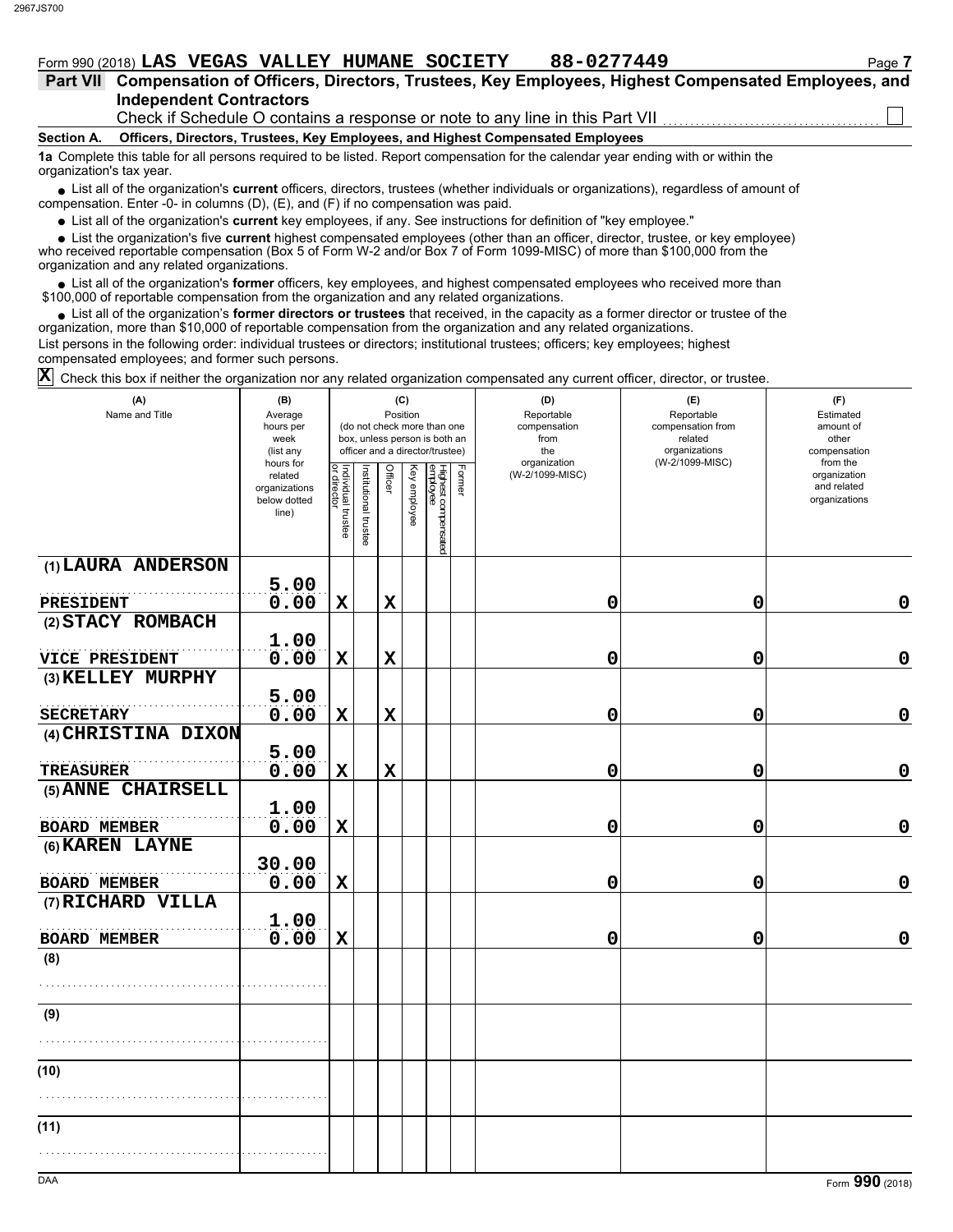Form 990 (2018) LAS VEGAS VALLEY HUMANE SOCIETY 88-0277449

## Part VII Compensation of Officers, Directors, Trustees, Key Employees, Highest Compensated Employees, and Independent Contractors

Check if Schedule O contains a response or note to any line in this Part VII ☐

### Section A. Officers, Directors, Trustees, Key Employees, and Highest Compensated Employees

**1a** Complete this table for all persons required to be listed. Report compensation for the calendar year ending with or within the organization's tax year.

- List all of the organization's **current** officers, directors, trustees (whether individuals or organizations), regardless of amount of compensation. Enter -0- in columns (D), (E), and (F) if no compensation was paid.
- List all of the organization's **current** key employees, if any. See instructions for definition of "key employee."
- List the organization's five **current** highest compensated employees (other than an officer, director, trustee, or key employee) who received reportable compensation (Box 5 of Form W-2 and/or Box 7 of Form 1099-MISC) of more than $100,000 from the organization and any related organizations.
- List all of the organization's **former** officers, key employees, and highest compensated employees who received more than $100,000 of reportable compensation from the organization and any related organizations.
- List all of the organization's **former directors or trustees** that received, in the capacity as a former director or trustee of the organization, more than $10,000 of reportable compensation from the organization and any related organizations.

List persons in the following order: individual trustees or directors; institutional trustees; officers; key employees; highest compensated employees; and former such persons.

☒ Check this box if neither the organization nor any related organization compensated any current officer, director, or trustee.

| (A) Name and Title | (B) Average hours per week (list any hours for related organizations below dotted line) | (C) Position (do not check more than one box, unless person is both an officer and a director/trustee) Individual trustee or director | Institutional trustee | Officer | Key employee | Highest compensated employee | Former | (D) Reportable compensation from the organization (W-2/1099-MISC) | (E) Reportable compensation from related organizations (W-2/1099-MISC) | (F) Estimated amount of other compensation from the organization and related organizations |
|---|---|---|---|---|---|---|---|---|---|---|
| (1) LAURA ANDERSON<br>PRESIDENT | 5.00<br>0.00 | X | | X | | | | 0 | 0 | 0 |
| (2) STACY ROMBACH<br>VICE PRESIDENT | 1.00<br>0.00 | X | | X | | | | 0 | 0 | 0 |
| (3) KELLEY MURPHY<br>SECRETARY | 5.00<br>0.00 | X | | X | | | | 0 | 0 | 0 |
| (4) CHRISTINA DIXON<br>TREASURER | 5.00<br>0.00 | X | | X | | | | 0 | 0 | 0 |
| (5) ANNE CHAIRSELL<br>BOARD MEMBER | 1.00<br>0.00 | X | | | | | | 0 | 0 | 0 |
| (6) KAREN LAYNE<br>BOARD MEMBER | 30.00<br>0.00 | X | | | | | | 0 | 0 | 0 |
| (7) RICHARD VILLA<br>BOARD MEMBER | 1.00<br>0.00 | X | | | | | | 0 | 0 | 0 |
| (8) | | | | | | | | | | |
| (9) | | | | | | | | | | |
| (10) | | | | | | | | | | |
| (11) | | | | | | | | | | |

Form **990** (2018)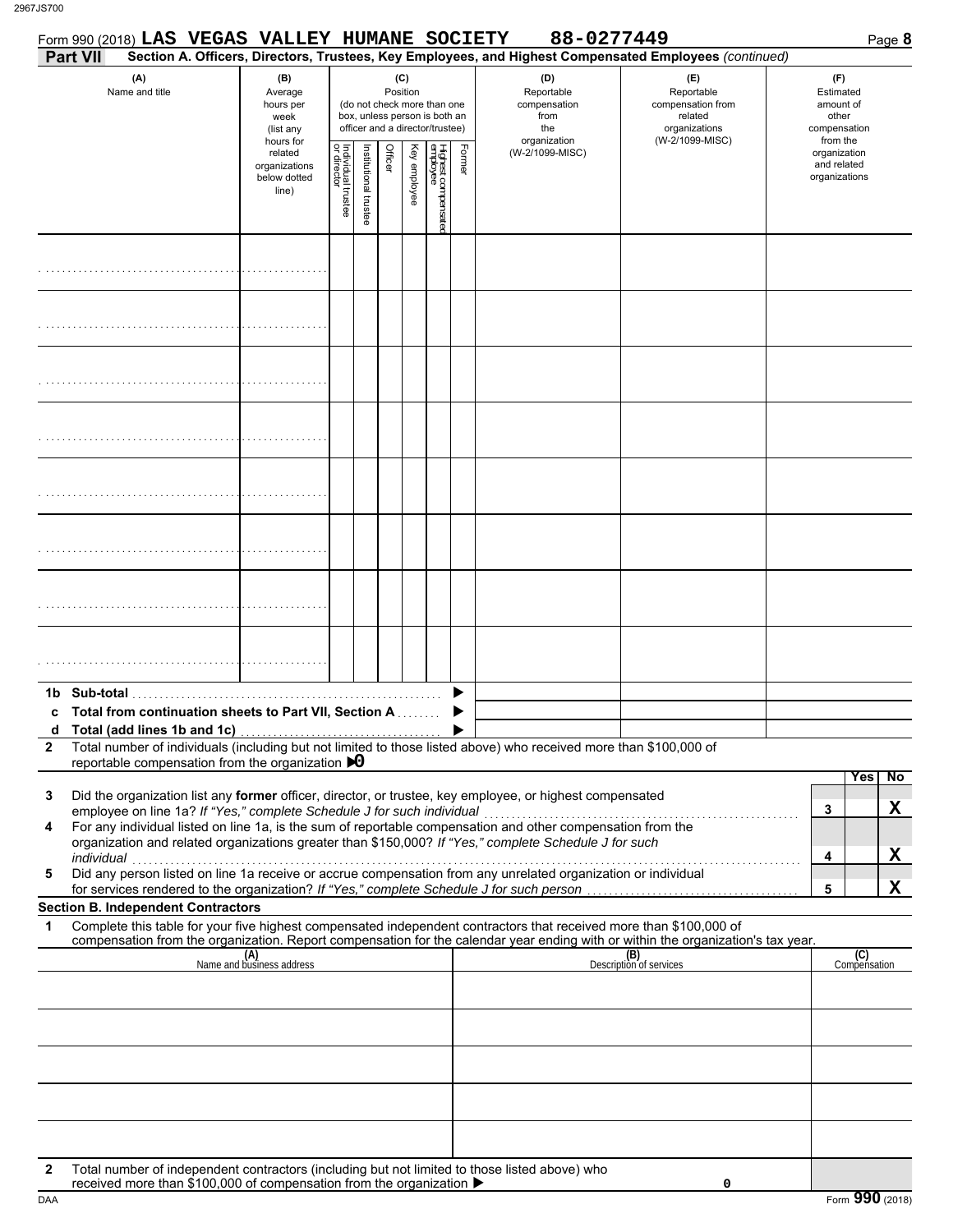Form 990 (2018) **LAS VEGAS VALLEY HUMANE SOCIETY 88-0277449** Page **8**

**Part VII Section A. Officers, Directors, Trustees, Key Employees, and Highest Compensated Employees** *(continued)*

| (A) Name and title | (B) Average hours per week (list any hours for related organizations below dotted line) | (C) Position (do not check more than one box, unless person is both an officer and a director/trustee) | | | | | | (D) Reportable compensation from the organization (W-2/1099-MISC) | (E) Reportable compensation from related organizations (W-2/1099-MISC) | (F) Estimated amount of other compensation from the organization and related organizations |
|---|---|---|---|---|---|---|---|---|---|---|
| | | Individual trustee or director | Institutional trustee | Officer | Key employee | Highest compensated employee | Former | | | |
| | | | | | | | | | | |
| | | | | | | | | | | |
| | | | | | | | | | | |
| | | | | | | | | | | |
| | | | | | | | | | | |
| | | | | | | | | | | |
| | | | | | | | | | | |
| | | | | | | | | | | |
| **1b Sub-total** | | | | | | | | | | |
| **c Total from continuation sheets to Part VII, Section A** | | | | | | | | | | |
| **d Total (add lines 1b and 1c)** | | | | | | | | | | |

**2** Total number of individuals (including but not limited to those listed above) who received more than $100,000 of reportable compensation from the organization ▶ **0**

| | | Yes | No |
|---|---|---|---|
| **3** Did the organization list any **former** officer, director, or trustee, key employee, or highest compensated employee on line 1a? *If "Yes," complete Schedule J for such individual* | 3 | | X |
| **4** For any individual listed on line 1a, is the sum of reportable compensation and other compensation from the organization and related organizations greater than $150,000? *If "Yes," complete Schedule J for such individual* | 4 | | X |
| **5** Did any person listed on line 1a receive or accrue compensation from any unrelated organization or individual for services rendered to the organization? *If "Yes," complete Schedule J for such person* | 5 | | X |

**Section B. Independent Contractors**

**1** Complete this table for your five highest compensated independent contractors that received more than $100,000 of compensation from the organization. Report compensation for the calendar year ending with or within the organization's tax year.

| (A) Name and business address | (B) Description of services | (C) Compensation |
|---|---|---|
| | | |
| | | |
| | | |
| | | |
| | | |

**2** Total number of independent contractors (including but not limited to those listed above) who received more than $100,000 of compensation from the organization ▶ **0**

DAA Form **990** (2018)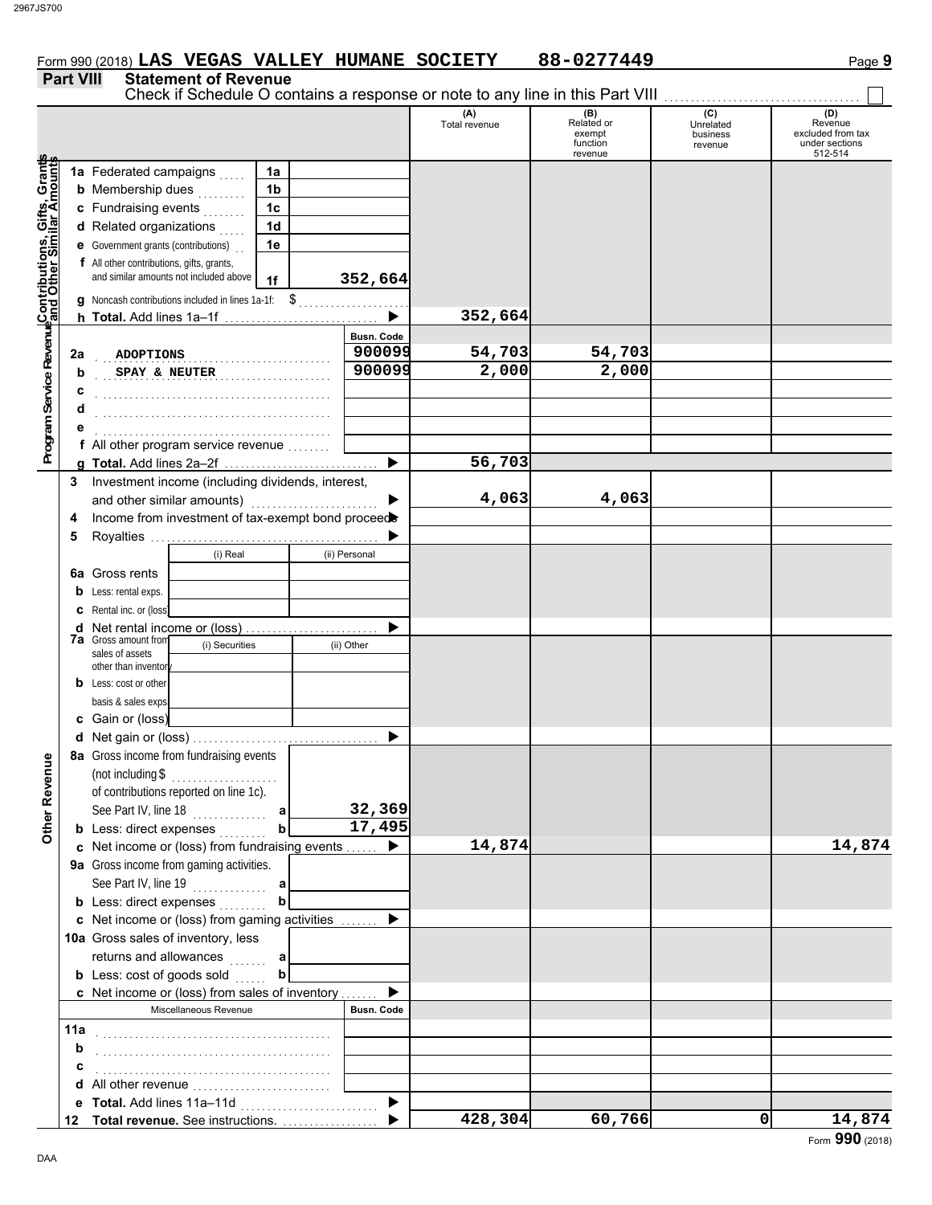Form 990 (2018) **LAS VEGAS VALLEY HUMANE SOCIETY** **88-0277449**

## Part VIII Statement of Revenue

Check if Schedule O contains a response or note to any line in this Part VIII ☐

| | | | (A) Total revenue | (B) Related or exempt function revenue | (C) Unrelated business revenue | (D) Revenue excluded from tax under sections 512-514 |
|---|---|---|---|---|---|---|
| **Contributions, Gifts, Grants and Other Similar Amounts** | | | | | | |
| 1a | Federated campaigns | 1a | | | | |
| b | Membership dues | 1b | | | | |
| c | Fundraising events | 1c | | | | |
| d | Related organizations | 1d | | | | |
| e | Government grants (contributions) | 1e | | | | |
| f | All other contributions, gifts, grants, and similar amounts not included above | 1f 352,664 | | | | |
| g | Noncash contributions included in lines 1a-1f: $ | | | | | |
| h | **Total.** Add lines 1a–1f | | 352,664 | | | |
| **Program Service Revenue** | | Busn. Code | | | | |
| 2a | ADOPTIONS | 900099 | 54,703 | 54,703 | | |
| b | SPAY & NEUTER | 900099 | 2,000 | 2,000 | | |
| c | | | | | | |
| d | | | | | | |
| e | | | | | | |
| f | All other program service revenue | | | | | |
| g | **Total.** Add lines 2a–2f | | 56,703 | | | |
| **Other Revenue** | | | | | | |
| 3 | Investment income (including dividends, interest, and other similar amounts) | | 4,063 | 4,063 | | |
| 4 | Income from investment of tax-exempt bond proceeds | | | | | |
| 5 | Royalties | | | | | |
| | | (i) Real / (ii) Personal | | | | |
| 6a | Gross rents | | | | | |
| b | Less: rental exps. | | | | | |
| c | Rental inc. or (loss) | | | | | |
| d | Net rental income or (loss) | | | | | |
| | | (i) Securities / (ii) Other | | | | |
| 7a | Gross amount from sales of assets other than inventory | | | | | |
| b | Less: cost or other basis & sales exps. | | | | | |
| c | Gain or (loss) | | | | | |
| d | Net gain or (loss) | | | | | |
| 8a | Gross income from fundraising events (not including $ of contributions reported on line 1c). See Part IV, line 18 | a 32,369 | | | | |
| b | Less: direct expenses | b 17,495 | | | | |
| c | Net income or (loss) from fundraising events | | 14,874 | | | 14,874 |
| 9a | Gross income from gaming activities. See Part IV, line 19 | a | | | | |
| b | Less: direct expenses | b | | | | |
| c | Net income or (loss) from gaming activities | | | | | |
| 10a | Gross sales of inventory, less returns and allowances | a | | | | |
| b | Less: cost of goods sold | b | | | | |
| c | Net income or (loss) from sales of inventory | | | | | |
| | Miscellaneous Revenue | Busn. Code | | | | |
| 11a | | | | | | |
| b | | | | | | |
| c | | | | | | |
| d | All other revenue | | | | | |
| e | **Total.** Add lines 11a–11d | | | | | |
| 12 | **Total revenue.** See instructions. | | 428,304 | 60,766 | 0 | 14,874 |

Form **990** (2018)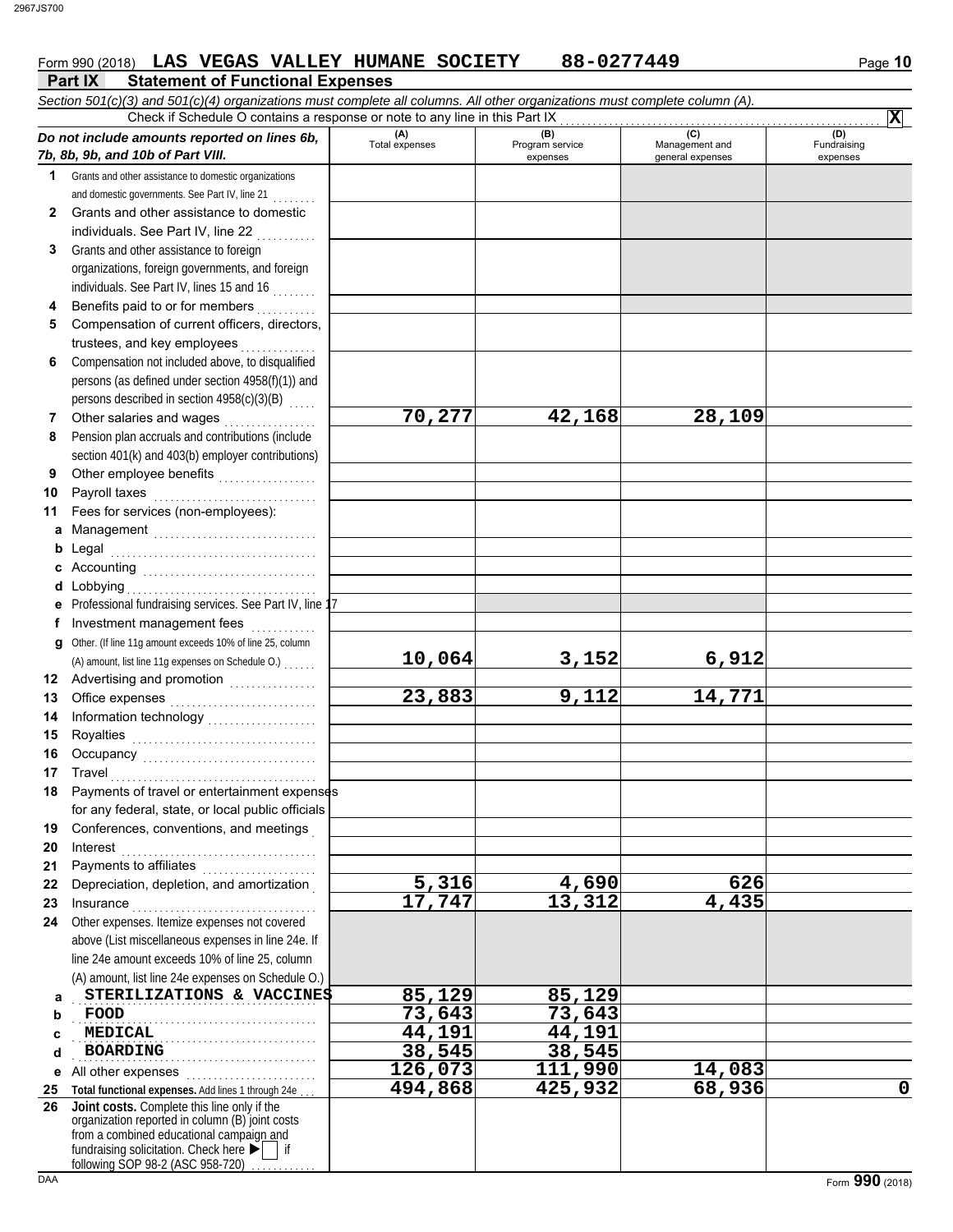Form 990 (2018) **LAS VEGAS VALLEY HUMANE SOCIETY 88-0277449** Page **10**

## Part IX Statement of Functional Expenses

*Section 501(c)(3) and 501(c)(4) organizations must complete all columns. All other organizations must complete column (A).*

Check if Schedule O contains a response or note to any line in this Part IX . . . . . . . . . . . . . . . . **X**

| *Do not include amounts reported on lines 6b, 7b, 8b, 9b, and 10b of Part VIII.* | (A) Total expenses | (B) Program service expenses | (C) Management and general expenses | (D) Fundraising expenses |
|---|---|---|---|---|
| **1** Grants and other assistance to domestic organizations and domestic governments. See Part IV, line 21 | | | | |
| **2** Grants and other assistance to domestic individuals. See Part IV, line 22 | | | | |
| **3** Grants and other assistance to foreign organizations, foreign governments, and foreign individuals. See Part IV, lines 15 and 16 | | | | |
| **4** Benefits paid to or for members | | | | |
| **5** Compensation of current officers, directors, trustees, and key employees | | | | |
| **6** Compensation not included above, to disqualified persons (as defined under section 4958(f)(1)) and persons described in section 4958(c)(3)(B) | | | | |
| **7** Other salaries and wages | 70,277 | 42,168 | 28,109 | |
| **8** Pension plan accruals and contributions (include section 401(k) and 403(b) employer contributions) | | | | |
| **9** Other employee benefits | | | | |
| **10** Payroll taxes | | | | |
| **11** Fees for services (non-employees): | | | | |
| **a** Management | | | | |
| **b** Legal | | | | |
| **c** Accounting | | | | |
| **d** Lobbying | | | | |
| **e** Professional fundraising services. See Part IV, line 17 | | | | |
| **f** Investment management fees | | | | |
| **g** Other. (If line 11g amount exceeds 10% of line 25, column (A) amount, list line 11g expenses on Schedule O.) | 10,064 | 3,152 | 6,912 | |
| **12** Advertising and promotion | | | | |
| **13** Office expenses | 23,883 | 9,112 | 14,771 | |
| **14** Information technology | | | | |
| **15** Royalties | | | | |
| **16** Occupancy | | | | |
| **17** Travel | | | | |
| **18** Payments of travel or entertainment expenses for any federal, state, or local public officials | | | | |
| **19** Conferences, conventions, and meetings | | | | |
| **20** Interest | | | | |
| **21** Payments to affiliates | | | | |
| **22** Depreciation, depletion, and amortization | 5,316 | 4,690 | 626 | |
| **23** Insurance | 17,747 | 13,312 | 4,435 | |
| **24** Other expenses. Itemize expenses not covered above (List miscellaneous expenses in line 24e. If line 24e amount exceeds 10% of line 25, column (A) amount, list line 24e expenses on Schedule O.) | | | | |
| **a** STERILIZATIONS & VACCINES | 85,129 | 85,129 | | |
| **b** FOOD | 73,643 | 73,643 | | |
| **c** MEDICAL | 44,191 | 44,191 | | |
| **d** BOARDING | 38,545 | 38,545 | | |
| **e** All other expenses | 126,073 | 111,990 | 14,083 | |
| **25** **Total functional expenses.** Add lines 1 through 24e | 494,868 | 425,932 | 68,936 | 0 |
| **26** **Joint costs.** Complete this line only if the organization reported in column (B) joint costs from a combined educational campaign and fundraising solicitation. Check here ▶ ☐ if following SOP 98-2 (ASC 958-720) | | | | |

Form **990** (2018)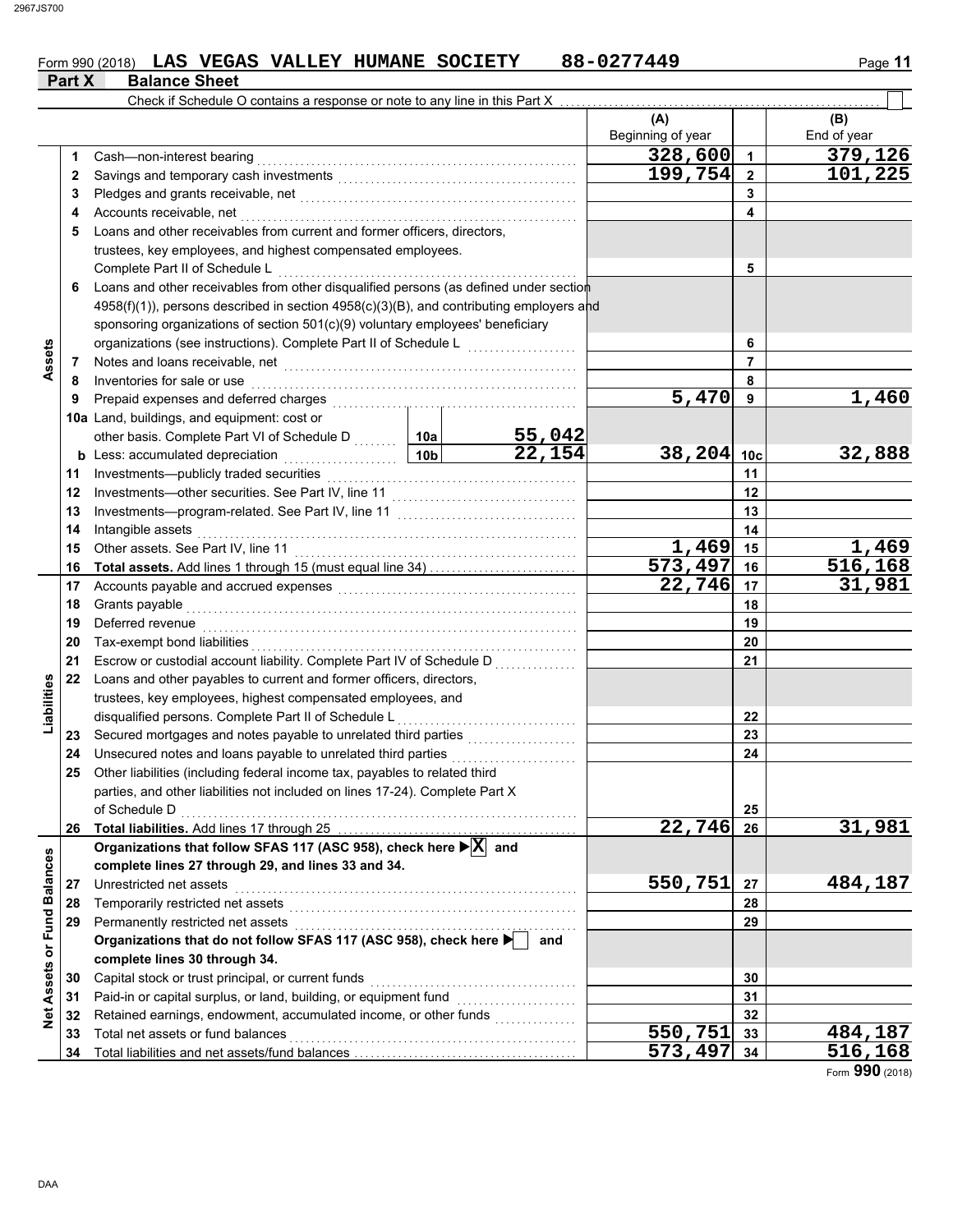Form 990 (2018) **LAS VEGAS VALLEY HUMANE SOCIETY 88-0277449**

## Part X Balance Sheet

Check if Schedule O contains a response or note to any line in this Part X . . . . . . . . . . ☐

| | | | | (A) Beginning of year | | (B) End of year |
|---|---|---|---|---|---|---|
| **Assets** | 1 | Cash—non-interest bearing | | 328,600 | 1 | 379,126 |
| | 2 | Savings and temporary cash investments | | 199,754 | 2 | 101,225 |
| | 3 | Pledges and grants receivable, net | | | 3 | |
| | 4 | Accounts receivable, net | | | 4 | |
| | 5 | Loans and other receivables from current and former officers, directors, trustees, key employees, and highest compensated employees. Complete Part II of Schedule L | | | 5 | |
| | 6 | Loans and other receivables from other disqualified persons (as defined under section 4958(f)(1)), persons described in section 4958(c)(3)(B), and contributing employers and sponsoring organizations of section 501(c)(9) voluntary employees' beneficiary organizations (see instructions). Complete Part II of Schedule L | | | 6 | |
| | 7 | Notes and loans receivable, net | | | 7 | |
| | 8 | Inventories for sale or use | | | 8 | |
| | 9 | Prepaid expenses and deferred charges | | 5,470 | 9 | 1,460 |
| | 10a | Land, buildings, and equipment: cost or other basis. Complete Part VI of Schedule D | 10a 55,042 | | | |
| | b | Less: accumulated depreciation | 10b 22,154 | 38,204 | 10c | 32,888 |
| | 11 | Investments—publicly traded securities | | | 11 | |
| | 12 | Investments—other securities. See Part IV, line 11 | | | 12 | |
| | 13 | Investments—program-related. See Part IV, line 11 | | | 13 | |
| | 14 | Intangible assets | | | 14 | |
| | 15 | Other assets. See Part IV, line 11 | | 1,469 | 15 | 1,469 |
| | 16 | **Total assets.** Add lines 1 through 15 (must equal line 34) | | 573,497 | 16 | 516,168 |
| **Liabilities** | 17 | Accounts payable and accrued expenses | | 22,746 | 17 | 31,981 |
| | 18 | Grants payable | | | 18 | |
| | 19 | Deferred revenue | | | 19 | |
| | 20 | Tax-exempt bond liabilities | | | 20 | |
| | 21 | Escrow or custodial account liability. Complete Part IV of Schedule D | | | 21 | |
| | 22 | Loans and other payables to current and former officers, directors, trustees, key employees, highest compensated employees, and disqualified persons. Complete Part II of Schedule L | | | 22 | |
| | 23 | Secured mortgages and notes payable to unrelated third parties | | | 23 | |
| | 24 | Unsecured notes and loans payable to unrelated third parties | | | 24 | |
| | 25 | Other liabilities (including federal income tax, payables to related third parties, and other liabilities not included on lines 17-24). Complete Part X of Schedule D | | | 25 | |
| | 26 | **Total liabilities.** Add lines 17 through 25 | | 22,746 | 26 | 31,981 |
| **Net Assets or Fund Balances** | | **Organizations that follow SFAS 117 (ASC 958), check here ▶ X and complete lines 27 through 29, and lines 33 and 34.** | | | | |
| | 27 | Unrestricted net assets | | 550,751 | 27 | 484,187 |
| | 28 | Temporarily restricted net assets | | | 28 | |
| | 29 | Permanently restricted net assets | | | 29 | |
| | | **Organizations that do not follow SFAS 117 (ASC 958), check here ▶ ☐ and complete lines 30 through 34.** | | | | |
| | 30 | Capital stock or trust principal, or current funds | | | 30 | |
| | 31 | Paid-in or capital surplus, or land, building, or equipment fund | | | 31 | |
| | 32 | Retained earnings, endowment, accumulated income, or other funds | | | 32 | |
| | 33 | Total net assets or fund balances | | 550,751 | 33 | 484,187 |
| | 34 | Total liabilities and net assets/fund balances | | 573,497 | 34 | 516,168 |

Form **990** (2018)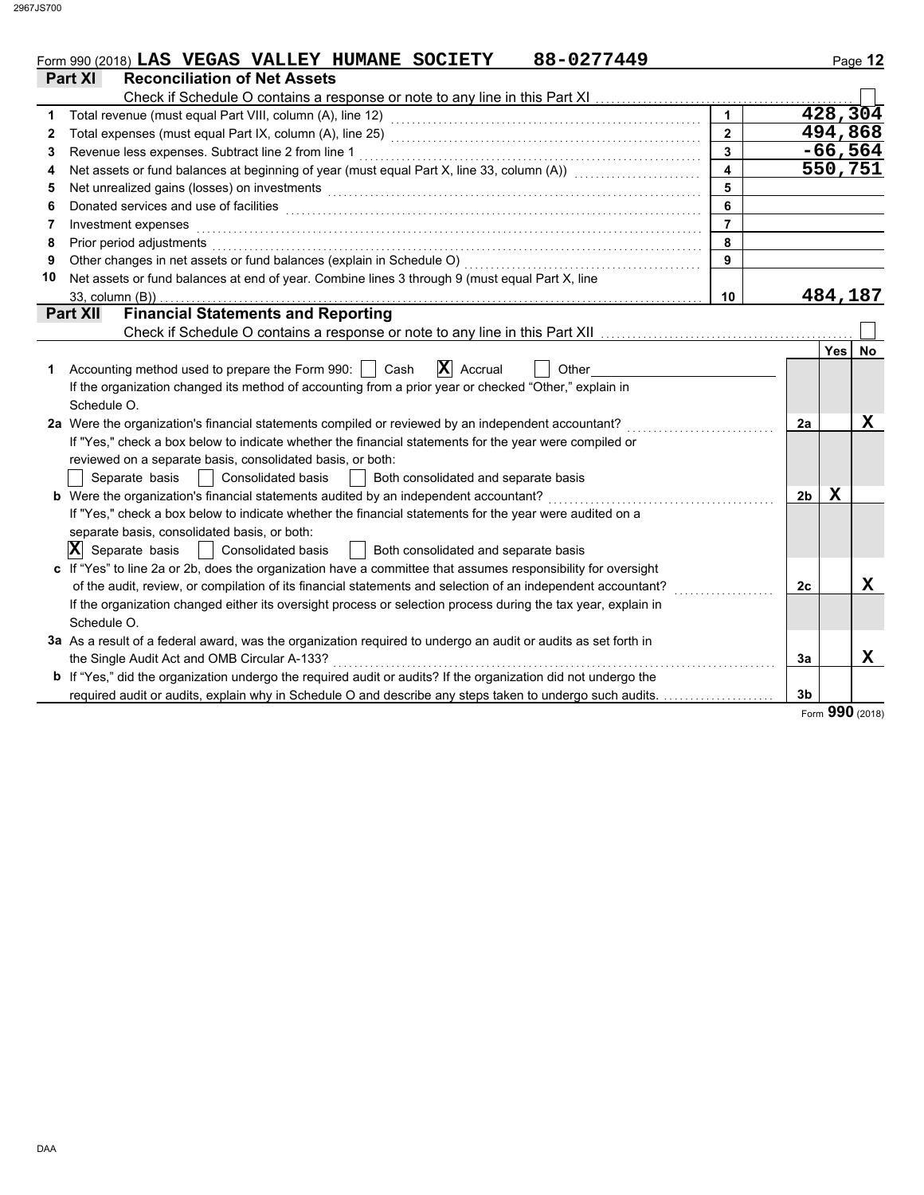Form 990 (2018) **LAS VEGAS VALLEY HUMANE SOCIETY 88-0277449**

## Part XI Reconciliation of Net Assets

Check if Schedule O contains a response or note to any line in this Part XI ☐

| | | Line | Amount |
|---|---|---|---|
| 1 | Total revenue (must equal Part VIII, column (A), line 12) | 1 | 428,304 |
| 2 | Total expenses (must equal Part IX, column (A), line 25) | 2 | 494,868 |
| 3 | Revenue less expenses. Subtract line 2 from line 1 | 3 | -66,564 |
| 4 | Net assets or fund balances at beginning of year (must equal Part X, line 33, column (A)) | 4 | 550,751 |
| 5 | Net unrealized gains (losses) on investments | 5 | |
| 6 | Donated services and use of facilities | 6 | |
| 7 | Investment expenses | 7 | |
| 8 | Prior period adjustments | 8 | |
| 9 | Other changes in net assets or fund balances (explain in Schedule O) | 9 | |
| 10 | Net assets or fund balances at end of year. Combine lines 3 through 9 (must equal Part X, line 33, column (B)) | 10 | 484,187 |

## Part XII Financial Statements and Reporting

Check if Schedule O contains a response or note to any line in this Part XII ☐

| | | Line | Yes | No |
|---|---|---|---|---|
| 1 | Accounting method used to prepare the Form 990: ☐ Cash ☒ Accrual ☐ Other<br>If the organization changed its method of accounting from a prior year or checked "Other," explain in Schedule O. | | | |
| 2a | Were the organization's financial statements compiled or reviewed by an independent accountant?<br>If "Yes," check a box below to indicate whether the financial statements for the year were compiled or reviewed on a separate basis, consolidated basis, or both:<br>☐ Separate basis ☐ Consolidated basis ☐ Both consolidated and separate basis | 2a | | X |
| b | Were the organization's financial statements audited by an independent accountant?<br>If "Yes," check a box below to indicate whether the financial statements for the year were audited on a separate basis, consolidated basis, or both:<br>☒ Separate basis ☐ Consolidated basis ☐ Both consolidated and separate basis | 2b | X | |
| c | If "Yes" to line 2a or 2b, does the organization have a committee that assumes responsibility for oversight of the audit, review, or compilation of its financial statements and selection of an independent accountant?<br>If the organization changed either its oversight process or selection process during the tax year, explain in Schedule O. | 2c | | X |
| 3a | As a result of a federal award, was the organization required to undergo an audit or audits as set forth in the Single Audit Act and OMB Circular A-133? | 3a | | X |
| b | If "Yes," did the organization undergo the required audit or audits? If the organization did not undergo the required audit or audits, explain why in Schedule O and describe any steps taken to undergo such audits. | 3b | | |

Form **990** (2018)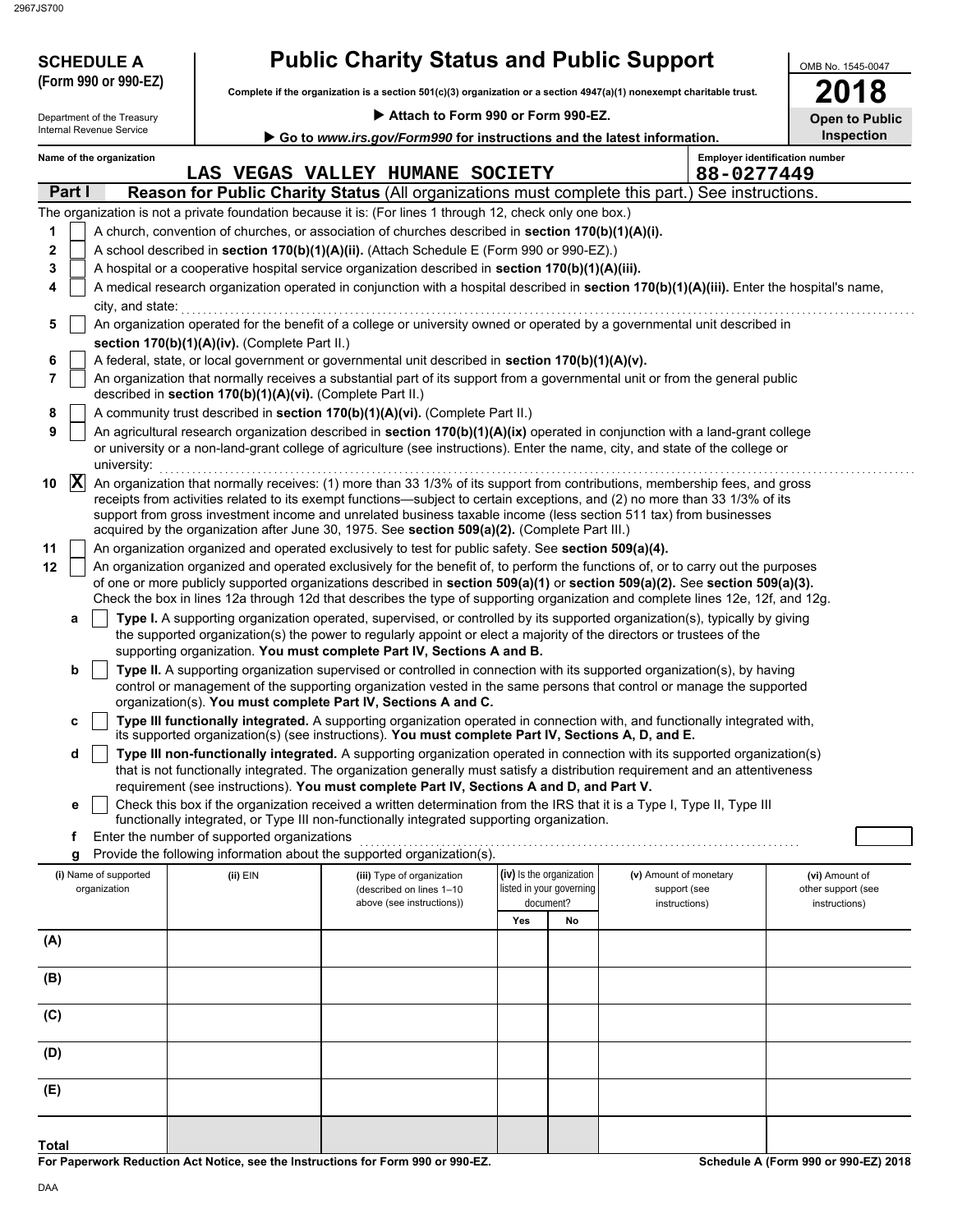**SCHEDULE A**
**(Form 990 or 990-EZ)**

Department of the Treasury
Internal Revenue Service

# Public Charity Status and Public Support

**Complete if the organization is a section 501(c)(3) organization or a section 4947(a)(1) nonexempt charitable trust.**

▶ **Attach to Form 990 or Form 990-EZ.**

▶ **Go to *www.irs.gov/Form990* for instructions and the latest information.**

OMB No. 1545-0047

**2018**

**Open to Public Inspection**

Name of the organization: LAS VEGAS VALLEY HUMANE SOCIETY

Employer identification number: 88-0277449

**Part I — Reason for Public Charity Status** (All organizations must complete this part.) See instructions.

The organization is not a private foundation because it is: (For lines 1 through 12, check only one box.)

1. [ ] A church, convention of churches, or association of churches described in **section 170(b)(1)(A)(i).**
2. [ ] A school described in **section 170(b)(1)(A)(ii).** (Attach Schedule E (Form 990 or 990-EZ).)
3. [ ] A hospital or a cooperative hospital service organization described in **section 170(b)(1)(A)(iii).**
4. [ ] A medical research organization operated in conjunction with a hospital described in **section 170(b)(1)(A)(iii).** Enter the hospital's name, city, and state:
5. [ ] An organization operated for the benefit of a college or university owned or operated by a governmental unit described in **section 170(b)(1)(A)(iv).** (Complete Part II.)
6. [ ] A federal, state, or local government or governmental unit described in **section 170(b)(1)(A)(v).**
7. [ ] An organization that normally receives a substantial part of its support from a governmental unit or from the general public described in **section 170(b)(1)(A)(vi).** (Complete Part II.)
8. [ ] A community trust described in **section 170(b)(1)(A)(vi).** (Complete Part II.)
9. [ ] An agricultural research organization described in **section 170(b)(1)(A)(ix)** operated in conjunction with a land-grant college or university or a non-land-grant college of agriculture (see instructions). Enter the name, city, and state of the college or university:
10. [X] An organization that normally receives: (1) more than 33 1/3% of its support from contributions, membership fees, and gross receipts from activities related to its exempt functions—subject to certain exceptions, and (2) no more than 33 1/3% of its support from gross investment income and unrelated business taxable income (less section 511 tax) from businesses acquired by the organization after June 30, 1975. See **section 509(a)(2).** (Complete Part III.)
11. [ ] An organization organized and operated exclusively to test for public safety. See **section 509(a)(4).**
12. [ ] An organization organized and operated exclusively for the benefit of, to perform the functions of, or to carry out the purposes of one or more publicly supported organizations described in **section 509(a)(1)** or **section 509(a)(2).** See **section 509(a)(3).** Check the box in lines 12a through 12d that describes the type of supporting organization and complete lines 12e, 12f, and 12g.
   - **a** [ ] **Type I.** A supporting organization operated, supervised, or controlled by its supported organization(s), typically by giving the supported organization(s) the power to regularly appoint or elect a majority of the directors or trustees of the supporting organization. **You must complete Part IV, Sections A and B.**
   - **b** [ ] **Type II.** A supporting organization supervised or controlled in connection with its supported organization(s), by having control or management of the supporting organization vested in the same persons that control or manage the supported organization(s). **You must complete Part IV, Sections A and C.**
   - **c** [ ] **Type III functionally integrated.** A supporting organization operated in connection with, and functionally integrated with, its supported organization(s) (see instructions). **You must complete Part IV, Sections A, D, and E.**
   - **d** [ ] **Type III non-functionally integrated.** A supporting organization operated in connection with its supported organization(s) that is not functionally integrated. The organization generally must satisfy a distribution requirement and an attentiveness requirement (see instructions). **You must complete Part IV, Sections A and D, and Part V.**
   - **e** [ ] Check this box if the organization received a written determination from the IRS that it is a Type I, Type II, Type III functionally integrated, or Type III non-functionally integrated supporting organization.
   - **f** Enter the number of supported organizations
   - **g** Provide the following information about the supported organization(s).

| (i) Name of supported organization | (ii) EIN | (iii) Type of organization (described on lines 1–10 above (see instructions)) | (iv) Is the organization listed in your governing document? Yes | No | (v) Amount of monetary support (see instructions) | (vi) Amount of other support (see instructions) |
|---|---|---|---|---|---|---|
| (A) | | | | | | |
| (B) | | | | | | |
| (C) | | | | | | |
| (D) | | | | | | |
| (E) | | | | | | |
| **Total** | | | | | | |

**For Paperwork Reduction Act Notice, see the Instructions for Form 990 or 990-EZ.**

**Schedule A (Form 990 or 990-EZ) 2018**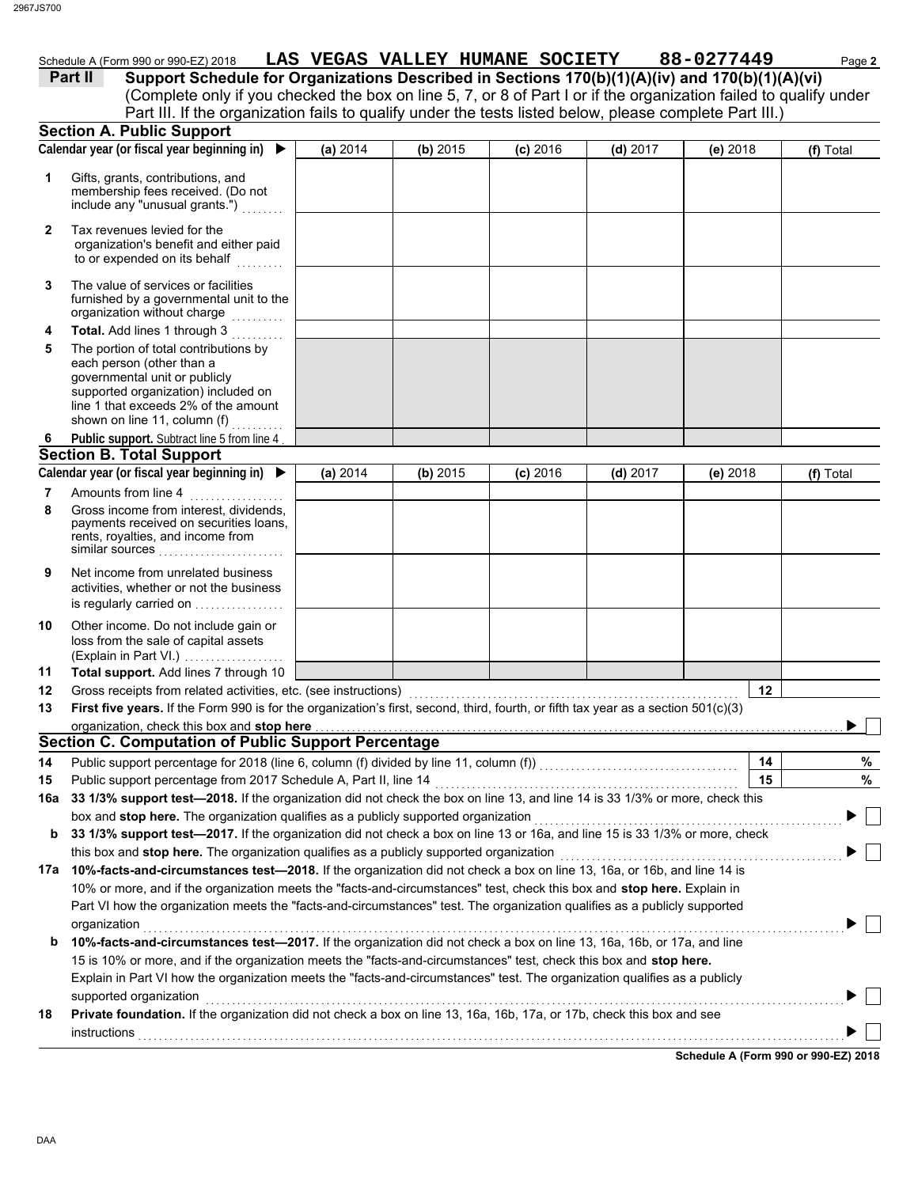Schedule A (Form 990 or 990-EZ) 2018 LAS VEGAS VALLEY HUMANE SOCIETY 88-0277449 Page 2

**Part II Support Schedule for Organizations Described in Sections 170(b)(1)(A)(iv) and 170(b)(1)(A)(vi)**

(Complete only if you checked the box on line 5, 7, or 8 of Part I or if the organization failed to qualify under Part III. If the organization fails to qualify under the tests listed below, please complete Part III.)

## Section A. Public Support

| Calendar year (or fiscal year beginning in) ▶ | (a) 2014 | (b) 2015 | (c) 2016 | (d) 2017 | (e) 2018 | (f) Total |
|---|---|---|---|---|---|---|
| 1 Gifts, grants, contributions, and membership fees received. (Do not include any "unusual grants.") | | | | | | |
| 2 Tax revenues levied for the organization's benefit and either paid to or expended on its behalf | | | | | | |
| 3 The value of services or facilities furnished by a governmental unit to the organization without charge | | | | | | |
| 4 **Total.** Add lines 1 through 3 | | | | | | |
| 5 The portion of total contributions by each person (other than a governmental unit or publicly supported organization) included on line 1 that exceeds 2% of the amount shown on line 11, column (f) | | | | | | |
| 6 **Public support.** Subtract line 5 from line 4 | | | | | | |

## Section B. Total Support

| Calendar year (or fiscal year beginning in) ▶ | (a) 2014 | (b) 2015 | (c) 2016 | (d) 2017 | (e) 2018 | (f) Total |
|---|---|---|---|---|---|---|
| 7 Amounts from line 4 | | | | | | |
| 8 Gross income from interest, dividends, payments received on securities loans, rents, royalties, and income from similar sources | | | | | | |
| 9 Net income from unrelated business activities, whether or not the business is regularly carried on | | | | | | |
| 10 Other income. Do not include gain or loss from the sale of capital assets (Explain in Part VI.) | | | | | | |
| 11 **Total support.** Add lines 7 through 10 | | | | | | |

12 Gross receipts from related activities, etc. (see instructions) — 12

13 **First five years.** If the Form 990 is for the organization's first, second, third, fourth, or fifth tax year as a section 501(c)(3) organization, check this box and **stop here** ▶ ☐

## Section C. Computation of Public Support Percentage

14 Public support percentage for 2018 (line 6, column (f) divided by line 11, column (f)) — 14 — %

15 Public support percentage from 2017 Schedule A, Part II, line 14 — 15 — %

16a **33 1/3% support test—2018.** If the organization did not check the box on line 13, and line 14 is 33 1/3% or more, check this box and **stop here.** The organization qualifies as a publicly supported organization ▶ ☐

b **33 1/3% support test—2017.** If the organization did not check a box on line 13 or 16a, and line 15 is 33 1/3% or more, check this box and **stop here.** The organization qualifies as a publicly supported organization ▶ ☐

17a **10%-facts-and-circumstances test—2018.** If the organization did not check a box on line 13, 16a, or 16b, and line 14 is 10% or more, and if the organization meets the "facts-and-circumstances" test, check this box and **stop here.** Explain in Part VI how the organization meets the "facts-and-circumstances" test. The organization qualifies as a publicly supported organization ▶ ☐

b **10%-facts-and-circumstances test—2017.** If the organization did not check a box on line 13, 16a, 16b, or 17a, and line 15 is 10% or more, and if the organization meets the "facts-and-circumstances" test, check this box and **stop here.** Explain in Part VI how the organization meets the "facts-and-circumstances" test. The organization qualifies as a publicly supported organization ▶ ☐

18 **Private foundation.** If the organization did not check a box on line 13, 16a, 16b, 17a, or 17b, check this box and see instructions ▶ ☐

**Schedule A (Form 990 or 990-EZ) 2018**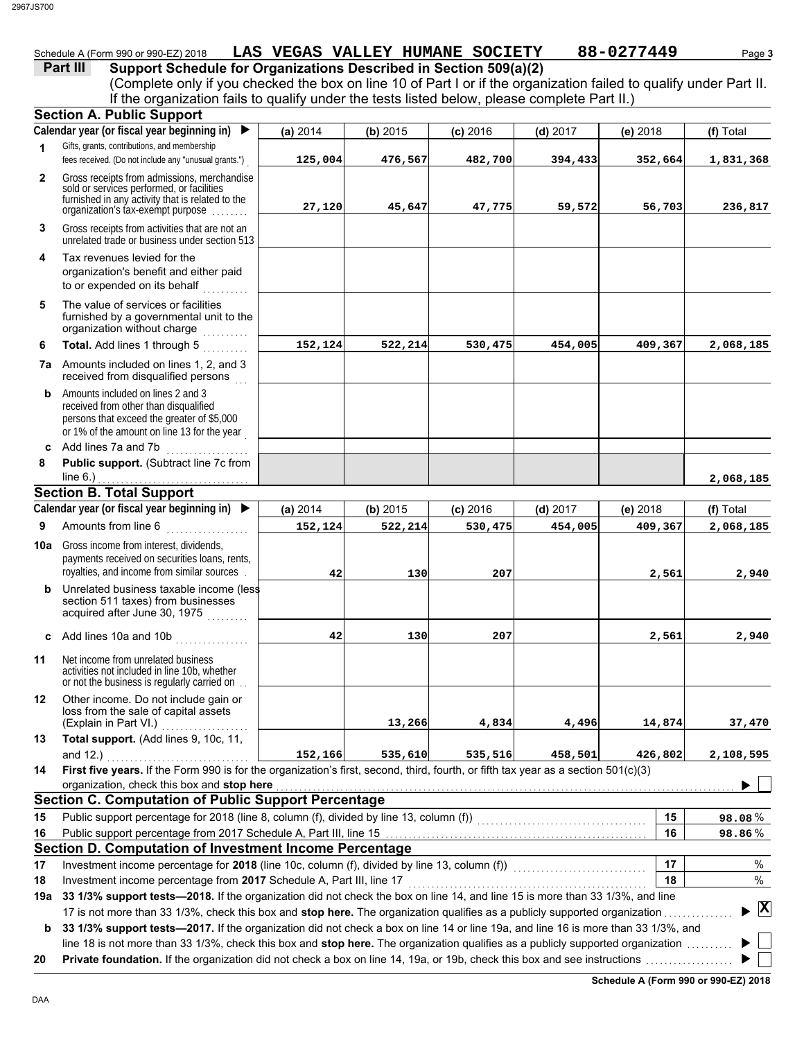Schedule A (Form 990 or 990-EZ) 2018 **LAS VEGAS VALLEY HUMANE SOCIETY** **88-0277449**

## Part III Support Schedule for Organizations Described in Section 509(a)(2)

(Complete only if you checked the box on line 10 of Part I or if the organization failed to qualify under Part II. If the organization fails to qualify under the tests listed below, please complete Part II.)

### Section A. Public Support

| | Calendar year (or fiscal year beginning in) ▶ | (a) 2014 | (b) 2015 | (c) 2016 | (d) 2017 | (e) 2018 | (f) Total |
|---|---|---|---|---|---|---|---|
| 1 | Gifts, grants, contributions, and membership fees received. (Do not include any "unusual grants.") | 125,004 | 476,567 | 482,700 | 394,433 | 352,664 | 1,831,368 |
| 2 | Gross receipts from admissions, merchandise sold or services performed, or facilities furnished in any activity that is related to the organization's tax-exempt purpose | 27,120 | 45,647 | 47,775 | 59,572 | 56,703 | 236,817 |
| 3 | Gross receipts from activities that are not an unrelated trade or business under section 513 | | | | | | |
| 4 | Tax revenues levied for the organization's benefit and either paid to or expended on its behalf | | | | | | |
| 5 | The value of services or facilities furnished by a governmental unit to the organization without charge | | | | | | |
| 6 | **Total.** Add lines 1 through 5 | 152,124 | 522,214 | 530,475 | 454,005 | 409,367 | 2,068,185 |
| 7a | Amounts included on lines 1, 2, and 3 received from disqualified persons | | | | | | |
| b | Amounts included on lines 2 and 3 received from other than disqualified persons that exceed the greater of $5,000 or 1% of the amount on line 13 for the year | | | | | | |
| c | Add lines 7a and 7b | | | | | | |
| 8 | **Public support.** (Subtract line 7c from line 6.) | | | | | | 2,068,185 |

### Section B. Total Support

| | Calendar year (or fiscal year beginning in) ▶ | (a) 2014 | (b) 2015 | (c) 2016 | (d) 2017 | (e) 2018 | (f) Total |
|---|---|---|---|---|---|---|---|
| 9 | Amounts from line 6 | 152,124 | 522,214 | 530,475 | 454,005 | 409,367 | 2,068,185 |
| 10a | Gross income from interest, dividends, payments received on securities loans, rents, royalties, and income from similar sources | 42 | 130 | 207 | | 2,561 | 2,940 |
| b | Unrelated business taxable income (less section 511 taxes) from businesses acquired after June 30, 1975 | | | | | | |
| c | Add lines 10a and 10b | 42 | 130 | 207 | | 2,561 | 2,940 |
| 11 | Net income from unrelated business activities not included in line 10b, whether or not the business is regularly carried on | | | | | | |
| 12 | Other income. Do not include gain or loss from the sale of capital assets (Explain in Part VI.) | | 13,266 | 4,834 | 4,496 | 14,874 | 37,470 |
| 13 | **Total support.** (Add lines 9, 10c, 11, and 12.) | 152,166 | 535,610 | 535,516 | 458,501 | 426,802 | 2,108,595 |

**14** **First five years.** If the Form 990 is for the organization's first, second, third, fourth, or fifth tax year as a section 501(c)(3) organization, check this box and **stop here** ▶ ☐

### Section C. Computation of Public Support Percentage

| | | | |
|---|---|---|---|
| 15 | Public support percentage for 2018 (line 8, column (f), divided by line 13, column (f)) | 15 | 98.08 % |
| 16 | Public support percentage from 2017 Schedule A, Part III, line 15 | 16 | 98.86 % |

### Section D. Computation of Investment Income Percentage

| | | | |
|---|---|---|---|
| 17 | Investment income percentage for **2018** (line 10c, column (f), divided by line 13, column (f)) | 17 | % |
| 18 | Investment income percentage from **2017** Schedule A, Part III, line 17 | 18 | % |

**19a** **33 1/3% support tests—2018.** If the organization did not check the box on line 14, and line 15 is more than 33 1/3%, and line 17 is not more than 33 1/3%, check this box and **stop here.** The organization qualifies as a publicly supported organization ▶ ☒

**b** **33 1/3% support tests—2017.** If the organization did not check a box on line 14 or line 19a, and line 16 is more than 33 1/3%, and line 18 is not more than 33 1/3%, check this box and **stop here.** The organization qualifies as a publicly supported organization ▶ ☐

**20** **Private foundation.** If the organization did not check a box on line 14, 19a, or 19b, check this box and see instructions ▶ ☐

**Schedule A (Form 990 or 990-EZ) 2018**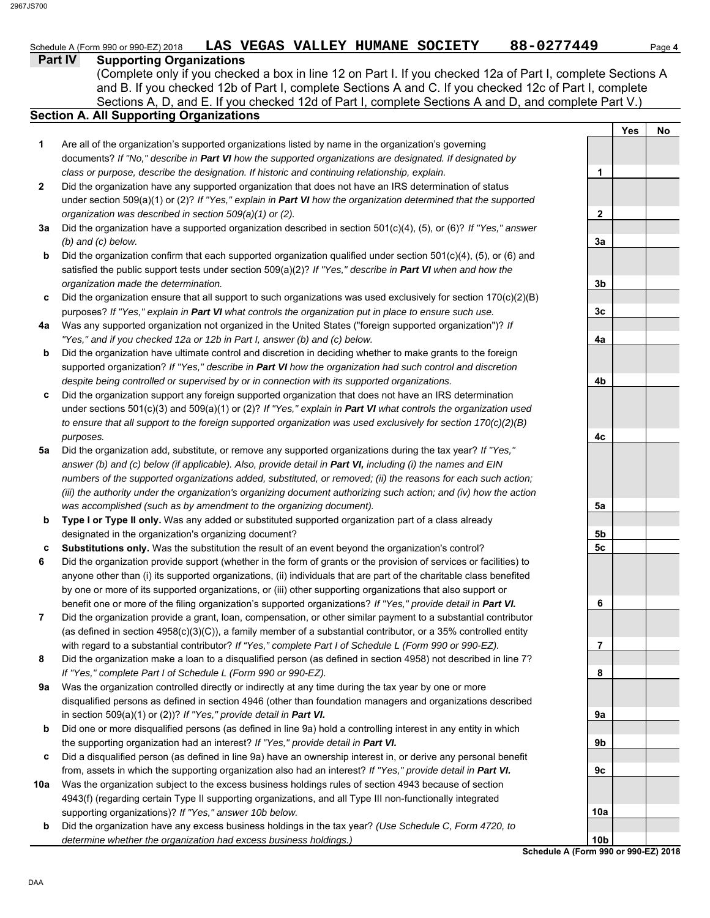Schedule A (Form 990 or 990-EZ) 2018 **LAS VEGAS VALLEY HUMANE SOCIETY 88-0277449**

## Part IV Supporting Organizations

(Complete only if you checked a box in line 12 on Part I. If you checked 12a of Part I, complete Sections A and B. If you checked 12b of Part I, complete Sections A and C. If you checked 12c of Part I, complete Sections A, D, and E. If you checked 12d of Part I, complete Sections A and D, and complete Part V.)

### Section A. All Supporting Organizations

| | | Line | Yes | No |
|---|---|---|---|---|
| **1** | Are all of the organization's supported organizations listed by name in the organization's governing documents? *If "No," describe in **Part VI** how the supported organizations are designated. If designated by class or purpose, describe the designation. If historic and continuing relationship, explain.* | 1 | | |
| **2** | Did the organization have any supported organization that does not have an IRS determination of status under section 509(a)(1) or (2)? *If "Yes," explain in **Part VI** how the organization determined that the supported organization was described in section 509(a)(1) or (2).* | 2 | | |
| **3a** | Did the organization have a supported organization described in section 501(c)(4), (5), or (6)? *If "Yes," answer (b) and (c) below.* | 3a | | |
| **b** | Did the organization confirm that each supported organization qualified under section 501(c)(4), (5), or (6) and satisfied the public support tests under section 509(a)(2)? *If "Yes," describe in **Part VI** when and how the organization made the determination.* | 3b | | |
| **c** | Did the organization ensure that all support to such organizations was used exclusively for section 170(c)(2)(B) purposes? *If "Yes," explain in **Part VI** what controls the organization put in place to ensure such use.* | 3c | | |
| **4a** | Was any supported organization not organized in the United States ("foreign supported organization")? *If "Yes," and if you checked 12a or 12b in Part I, answer (b) and (c) below.* | 4a | | |
| **b** | Did the organization have ultimate control and discretion in deciding whether to make grants to the foreign supported organization? *If "Yes," describe in **Part VI** how the organization had such control and discretion despite being controlled or supervised by or in connection with its supported organizations.* | 4b | | |
| **c** | Did the organization support any foreign supported organization that does not have an IRS determination under sections 501(c)(3) and 509(a)(1) or (2)? *If "Yes," explain in **Part VI** what controls the organization used to ensure that all support to the foreign supported organization was used exclusively for section 170(c)(2)(B) purposes.* | 4c | | |
| **5a** | Did the organization add, substitute, or remove any supported organizations during the tax year? *If "Yes," answer (b) and (c) below (if applicable). Also, provide detail in **Part VI,** including (i) the names and EIN numbers of the supported organizations added, substituted, or removed; (ii) the reasons for each such action; (iii) the authority under the organization's organizing document authorizing such action; and (iv) how the action was accomplished (such as by amendment to the organizing document).* | 5a | | |
| **b** | **Type I or Type II only.** Was any added or substituted supported organization part of a class already designated in the organization's organizing document? | 5b | | |
| **c** | **Substitutions only.** Was the substitution the result of an event beyond the organization's control? | 5c | | |
| **6** | Did the organization provide support (whether in the form of grants or the provision of services or facilities) to anyone other than (i) its supported organizations, (ii) individuals that are part of the charitable class benefited by one or more of its supported organizations, or (iii) other supporting organizations that also support or benefit one or more of the filing organization's supported organizations? *If "Yes," provide detail in **Part VI.*** | 6 | | |
| **7** | Did the organization provide a grant, loan, compensation, or other similar payment to a substantial contributor (as defined in section 4958(c)(3)(C)), a family member of a substantial contributor, or a 35% controlled entity with regard to a substantial contributor? *If "Yes," complete Part I of Schedule L (Form 990 or 990-EZ).* | 7 | | |
| **8** | Did the organization make a loan to a disqualified person (as defined in section 4958) not described in line 7? *If "Yes," complete Part I of Schedule L (Form 990 or 990-EZ).* | 8 | | |
| **9a** | Was the organization controlled directly or indirectly at any time during the tax year by one or more disqualified persons as defined in section 4946 (other than foundation managers and organizations described in section 509(a)(1) or (2))? *If "Yes," provide detail in **Part VI.*** | 9a | | |
| **b** | Did one or more disqualified persons (as defined in line 9a) hold a controlling interest in any entity in which the supporting organization had an interest? *If "Yes," provide detail in **Part VI.*** | 9b | | |
| **c** | Did a disqualified person (as defined in line 9a) have an ownership interest in, or derive any personal benefit from, assets in which the supporting organization also had an interest? *If "Yes," provide detail in **Part VI.*** | 9c | | |
| **10a** | Was the organization subject to the excess business holdings rules of section 4943 because of section 4943(f) (regarding certain Type II supporting organizations, and all Type III non-functionally integrated supporting organizations)? *If "Yes," answer 10b below.* | 10a | | |
| **b** | Did the organization have any excess business holdings in the tax year? *(Use Schedule C, Form 4720, to determine whether the organization had excess business holdings.)* | 10b | | |

**Schedule A (Form 990 or 990-EZ) 2018**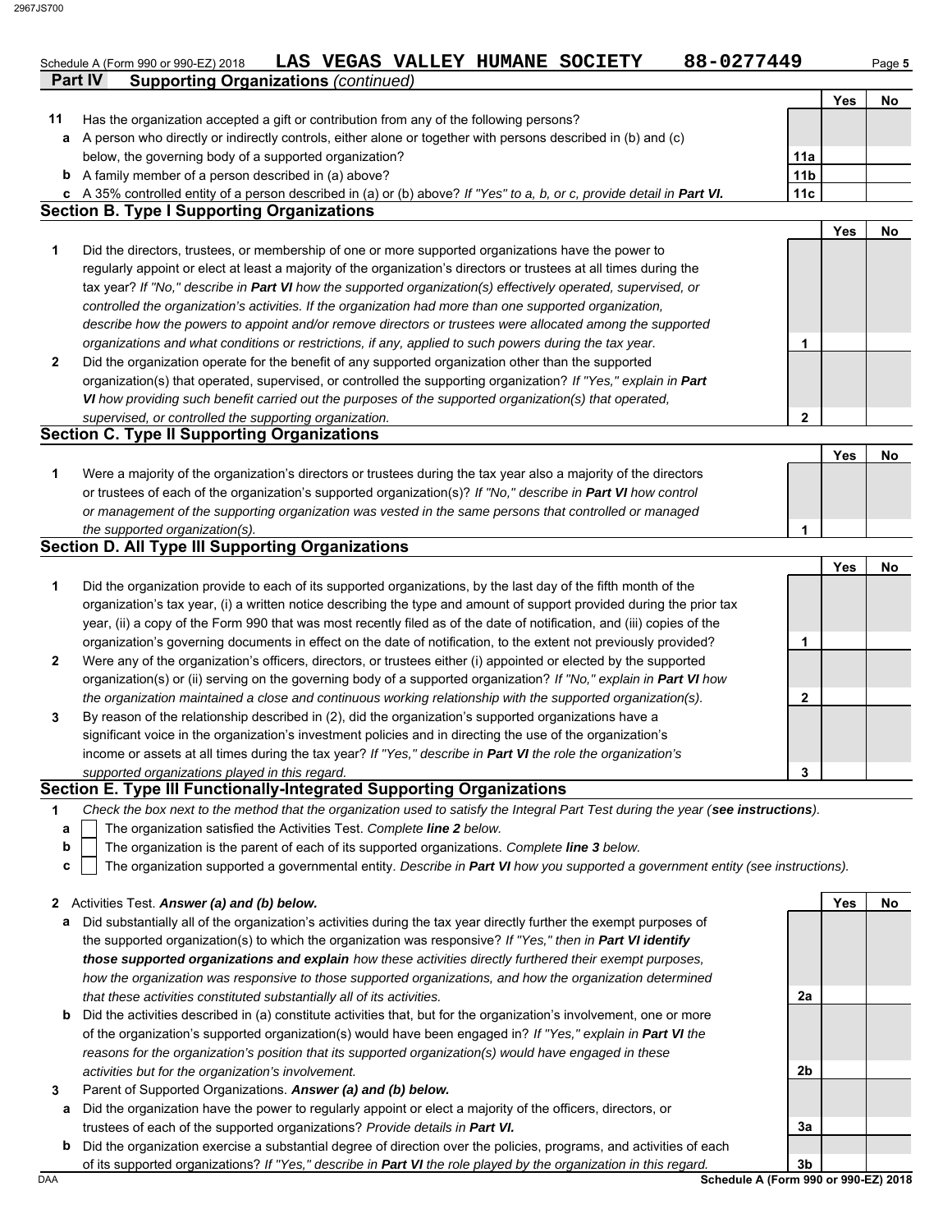Schedule A (Form 990 or 990-EZ) 2018 **LAS VEGAS VALLEY HUMANE SOCIETY 88-0277449**

## Part IV Supporting Organizations *(continued)*

| | | | Yes | No |
|---|---|---|---|---|
| **11** | Has the organization accepted a gift or contribution from any of the following persons? | | | |
| **a** | A person who directly or indirectly controls, either alone or together with persons described in (b) and (c) below, the governing body of a supported organization? | **11a** | | |
| **b** | A family member of a person described in (a) above? | **11b** | | |
| **c** | A 35% controlled entity of a person described in (a) or (b) above? *If "Yes" to a, b, or c, provide detail in **Part VI.*** | **11c** | | |

### Section B. Type I Supporting Organizations

| | | | Yes | No |
|---|---|---|---|---|
| **1** | Did the directors, trustees, or membership of one or more supported organizations have the power to regularly appoint or elect at least a majority of the organization's directors or trustees at all times during the tax year? *If "No," describe in **Part VI** how the supported organization(s) effectively operated, supervised, or controlled the organization's activities. If the organization had more than one supported organization, describe how the powers to appoint and/or remove directors or trustees were allocated among the supported organizations and what conditions or restrictions, if any, applied to such powers during the tax year.* | **1** | | |
| **2** | Did the organization operate for the benefit of any supported organization other than the supported organization(s) that operated, supervised, or controlled the supporting organization? *If "Yes," explain in **Part VI** how providing such benefit carried out the purposes of the supported organization(s) that operated, supervised, or controlled the supporting organization.* | **2** | | |

### Section C. Type II Supporting Organizations

| | | | Yes | No |
|---|---|---|---|---|
| **1** | Were a majority of the organization's directors or trustees during the tax year also a majority of the directors or trustees of each of the organization's supported organization(s)? *If "No," describe in **Part VI** how control or management of the supporting organization was vested in the same persons that controlled or managed the supported organization(s).* | **1** | | |

### Section D. All Type III Supporting Organizations

| | | | Yes | No |
|---|---|---|---|---|
| **1** | Did the organization provide to each of its supported organizations, by the last day of the fifth month of the organization's tax year, (i) a written notice describing the type and amount of support provided during the prior tax year, (ii) a copy of the Form 990 that was most recently filed as of the date of notification, and (iii) copies of the organization's governing documents in effect on the date of notification, to the extent not previously provided? | **1** | | |
| **2** | Were any of the organization's officers, directors, or trustees either (i) appointed or elected by the supported organization(s) or (ii) serving on the governing body of a supported organization? *If "No," explain in **Part VI** how the organization maintained a close and continuous working relationship with the supported organization(s).* | **2** | | |
| **3** | By reason of the relationship described in (2), did the organization's supported organizations have a significant voice in the organization's investment policies and in directing the use of the organization's income or assets at all times during the tax year? *If "Yes," describe in **Part VI** the role the organization's supported organizations played in this regard.* | **3** | | |

### Section E. Type III Functionally-Integrated Supporting Organizations

**1** *Check the box next to the method that the organization used to satisfy the Integral Part Test during the year (**see instructions**).*

- **a** ☐ The organization satisfied the Activities Test. *Complete **line 2** below.*
- **b** ☐ The organization is the parent of each of its supported organizations. *Complete **line 3** below.*
- **c** ☐ The organization supported a governmental entity. *Describe in **Part VI** how you supported a government entity (see instructions).*

| | | | Yes | No |
|---|---|---|---|---|
| **2** | Activities Test. ***Answer (a) and (b) below.*** | | | |
| **a** | Did substantially all of the organization's activities during the tax year directly further the exempt purposes of the supported organization(s) to which the organization was responsive? *If "Yes," then in **Part VI identify those supported organizations and explain** how these activities directly furthered their exempt purposes, how the organization was responsive to those supported organizations, and how the organization determined that these activities constituted substantially all of its activities.* | **2a** | | |
| **b** | Did the activities described in (a) constitute activities that, but for the organization's involvement, one or more of the organization's supported organization(s) would have been engaged in? *If "Yes," explain in **Part VI** the reasons for the organization's position that its supported organization(s) would have engaged in these activities but for the organization's involvement.* | **2b** | | |
| **3** | Parent of Supported Organizations. ***Answer (a) and (b) below.*** | | | |
| **a** | Did the organization have the power to regularly appoint or elect a majority of the officers, directors, or trustees of each of the supported organizations? *Provide details in **Part VI.*** | **3a** | | |
| **b** | Did the organization exercise a substantial degree of direction over the policies, programs, and activities of each of its supported organizations? *If "Yes," describe in **Part VI** the role played by the organization in this regard.* | **3b** | | |

**Schedule A (Form 990 or 990-EZ) 2018**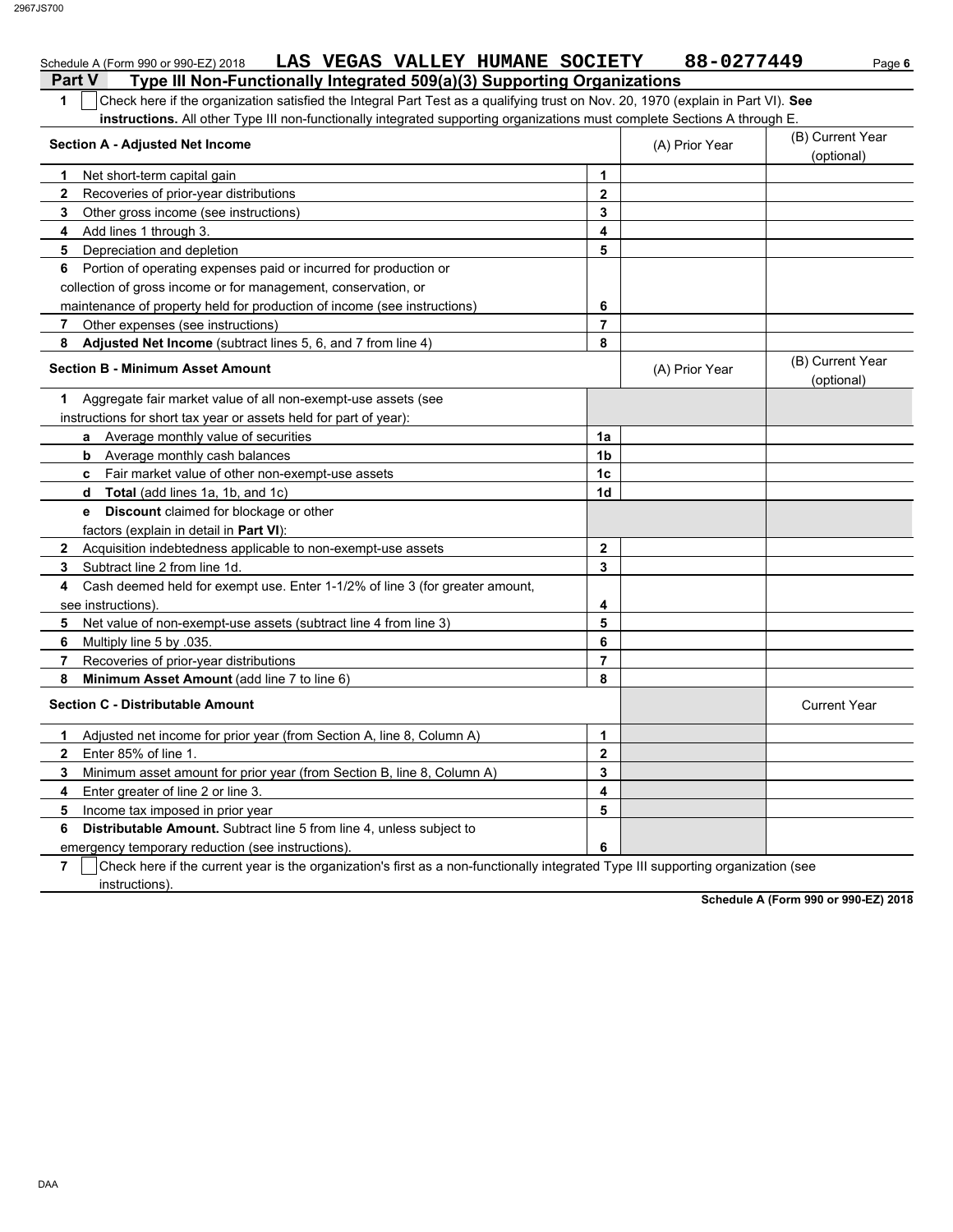Schedule A (Form 990 or 990-EZ) 2018 **LAS VEGAS VALLEY HUMANE SOCIETY** **88-0277449** Page **6**

## Part V Type III Non-Functionally Integrated 509(a)(3) Supporting Organizations

**1** ☐ Check here if the organization satisfied the Integral Part Test as a qualifying trust on Nov. 20, 1970 (explain in Part VI). **See instructions.** All other Type III non-functionally integrated supporting organizations must complete Sections A through E.

| **Section A - Adjusted Net Income** | | (A) Prior Year | (B) Current Year (optional) |
|---|---|---|---|
| **1** Net short-term capital gain | **1** | | |
| **2** Recoveries of prior-year distributions | **2** | | |
| **3** Other gross income (see instructions) | **3** | | |
| **4** Add lines 1 through 3. | **4** | | |
| **5** Depreciation and depletion | **5** | | |
| **6** Portion of operating expenses paid or incurred for production or collection of gross income or for management, conservation, or maintenance of property held for production of income (see instructions) | **6** | | |
| **7** Other expenses (see instructions) | **7** | | |
| **8** **Adjusted Net Income** (subtract lines 5, 6, and 7 from line 4) | **8** | | |

| **Section B - Minimum Asset Amount** | | (A) Prior Year | (B) Current Year (optional) |
|---|---|---|---|
| **1** Aggregate fair market value of all non-exempt-use assets (see instructions for short tax year or assets held for part of year): | | | |
| **a** Average monthly value of securities | **1a** | | |
| **b** Average monthly cash balances | **1b** | | |
| **c** Fair market value of other non-exempt-use assets | **1c** | | |
| **d** **Total** (add lines 1a, 1b, and 1c) | **1d** | | |
| **e** **Discount** claimed for blockage or other factors (explain in detail in **Part VI**): | | | |
| **2** Acquisition indebtedness applicable to non-exempt-use assets | **2** | | |
| **3** Subtract line 2 from line 1d. | **3** | | |
| **4** Cash deemed held for exempt use. Enter 1-1/2% of line 3 (for greater amount, see instructions). | **4** | | |
| **5** Net value of non-exempt-use assets (subtract line 4 from line 3) | **5** | | |
| **6** Multiply line 5 by .035. | **6** | | |
| **7** Recoveries of prior-year distributions | **7** | | |
| **8** **Minimum Asset Amount** (add line 7 to line 6) | **8** | | |

| **Section C - Distributable Amount** | | | Current Year |
|---|---|---|---|
| **1** Adjusted net income for prior year (from Section A, line 8, Column A) | **1** | | |
| **2** Enter 85% of line 1. | **2** | | |
| **3** Minimum asset amount for prior year (from Section B, line 8, Column A) | **3** | | |
| **4** Enter greater of line 2 or line 3. | **4** | | |
| **5** Income tax imposed in prior year | **5** | | |
| **6** **Distributable Amount.** Subtract line 5 from line 4, unless subject to emergency temporary reduction (see instructions). | **6** | | |

**7** ☐ Check here if the current year is the organization's first as a non-functionally integrated Type III supporting organization (see instructions).

**Schedule A (Form 990 or 990-EZ) 2018**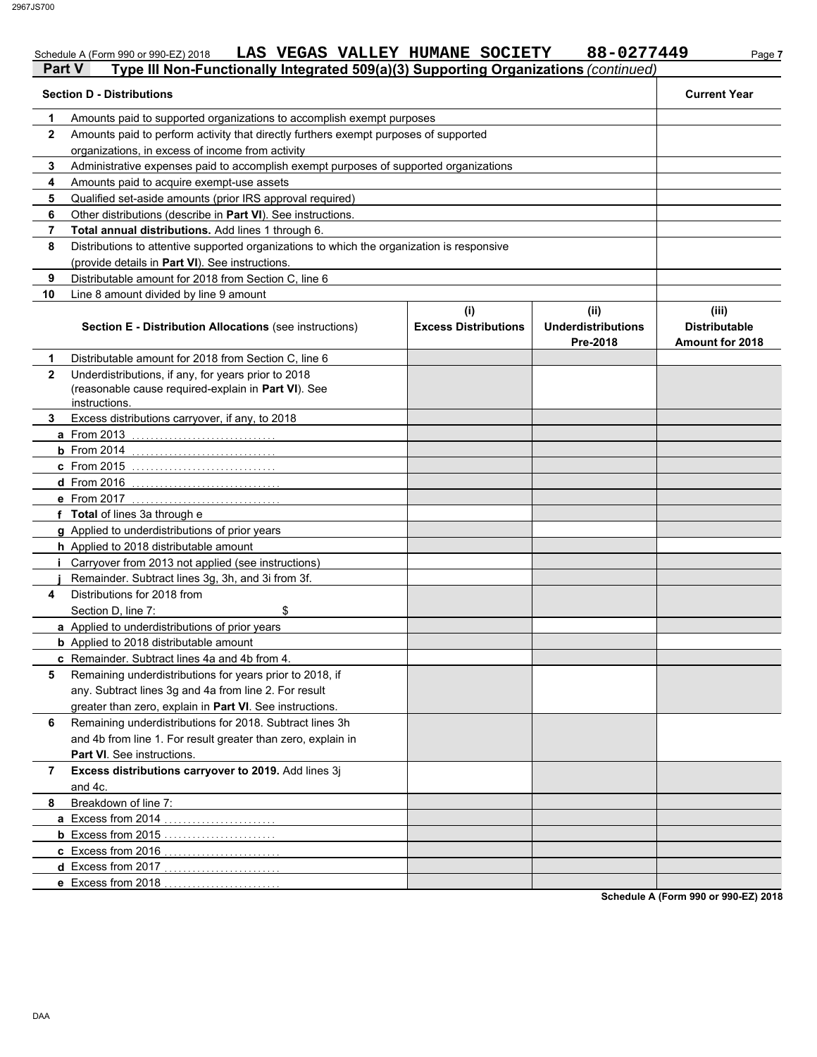Schedule A (Form 990 or 990-EZ) 2018 **LAS VEGAS VALLEY HUMANE SOCIETY 88-0277449**

## Part V Type III Non-Functionally Integrated 509(a)(3) Supporting Organizations *(continued)*

| | Section D - Distributions | Current Year |
|---|---|---|
| 1 | Amounts paid to supported organizations to accomplish exempt purposes | |
| 2 | Amounts paid to perform activity that directly furthers exempt purposes of supported organizations, in excess of income from activity | |
| 3 | Administrative expenses paid to accomplish exempt purposes of supported organizations | |
| 4 | Amounts paid to acquire exempt-use assets | |
| 5 | Qualified set-aside amounts (prior IRS approval required) | |
| 6 | Other distributions (describe in **Part VI**). See instructions. | |
| 7 | **Total annual distributions.** Add lines 1 through 6. | |
| 8 | Distributions to attentive supported organizations to which the organization is responsive (provide details in **Part VI**). See instructions. | |
| 9 | Distributable amount for 2018 from Section C, line 6 | |
| 10 | Line 8 amount divided by line 9 amount | |

| | Section E - Distribution Allocations (see instructions) | (i) Excess Distributions | (ii) Underdistributions Pre-2018 | (iii) Distributable Amount for 2018 |
|---|---|---|---|---|
| 1 | Distributable amount for 2018 from Section C, line 6 | | | |
| 2 | Underdistributions, if any, for years prior to 2018 (reasonable cause required-explain in **Part VI**). See instructions. | | | |
| 3 | Excess distributions carryover, if any, to 2018 | | | |
| a | From 2013 | | | |
| b | From 2014 | | | |
| c | From 2015 | | | |
| d | From 2016 | | | |
| e | From 2017 | | | |
| f | **Total** of lines 3a through e | | | |
| g | Applied to underdistributions of prior years | | | |
| h | Applied to 2018 distributable amount | | | |
| i | Carryover from 2013 not applied (see instructions) | | | |
| j | Remainder. Subtract lines 3g, 3h, and 3i from 3f. | | | |
| 4 | Distributions for 2018 from Section D, line 7: $ | | | |
| a | Applied to underdistributions of prior years | | | |
| b | Applied to 2018 distributable amount | | | |
| c | Remainder. Subtract lines 4a and 4b from 4. | | | |
| 5 | Remaining underdistributions for years prior to 2018, if any. Subtract lines 3g and 4a from line 2. For result greater than zero, explain in **Part VI**. See instructions. | | | |
| 6 | Remaining underdistributions for 2018. Subtract lines 3h and 4b from line 1. For result greater than zero, explain in **Part VI**. See instructions. | | | |
| 7 | **Excess distributions carryover to 2019.** Add lines 3j and 4c. | | | |
| 8 | Breakdown of line 7: | | | |
| a | Excess from 2014 | | | |
| b | Excess from 2015 | | | |
| c | Excess from 2016 | | | |
| d | Excess from 2017 | | | |
| e | Excess from 2018 | | | |

**Schedule A (Form 990 or 990-EZ) 2018**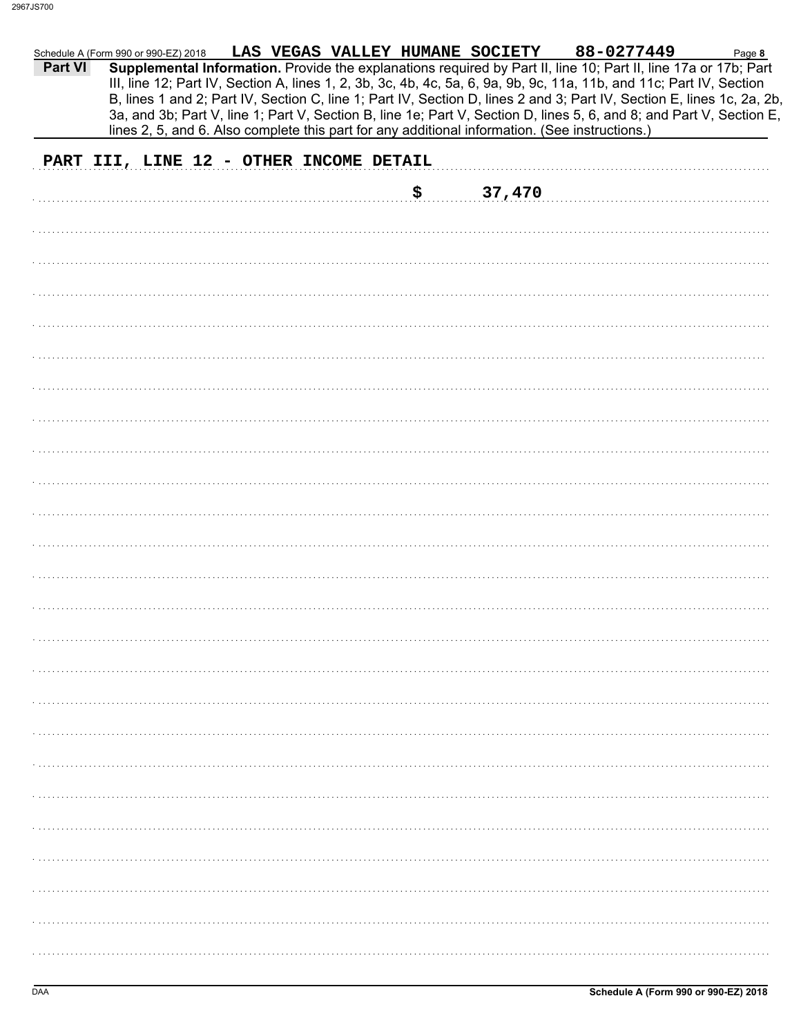Schedule A (Form 990 or 990-EZ) 2018 **LAS VEGAS VALLEY HUMANE SOCIETY** **88-0277449**

**Part VI** **Supplemental Information.** Provide the explanations required by Part II, line 10; Part II, line 17a or 17b; Part III, line 12; Part IV, Section A, lines 1, 2, 3b, 3c, 4b, 4c, 5a, 6, 9a, 9b, 9c, 11a, 11b, and 11c; Part IV, Section B, lines 1 and 2; Part IV, Section C, line 1; Part IV, Section D, lines 2 and 3; Part IV, Section E, lines 1c, 2a, 2b, 3a, and 3b; Part V, line 1; Part V, Section B, line 1e; Part V, Section D, lines 5, 6, and 8; and Part V, Section E, lines 2, 5, and 6. Also complete this part for any additional information. (See instructions.)

PART III, LINE 12 - OTHER INCOME DETAIL

$ 37,470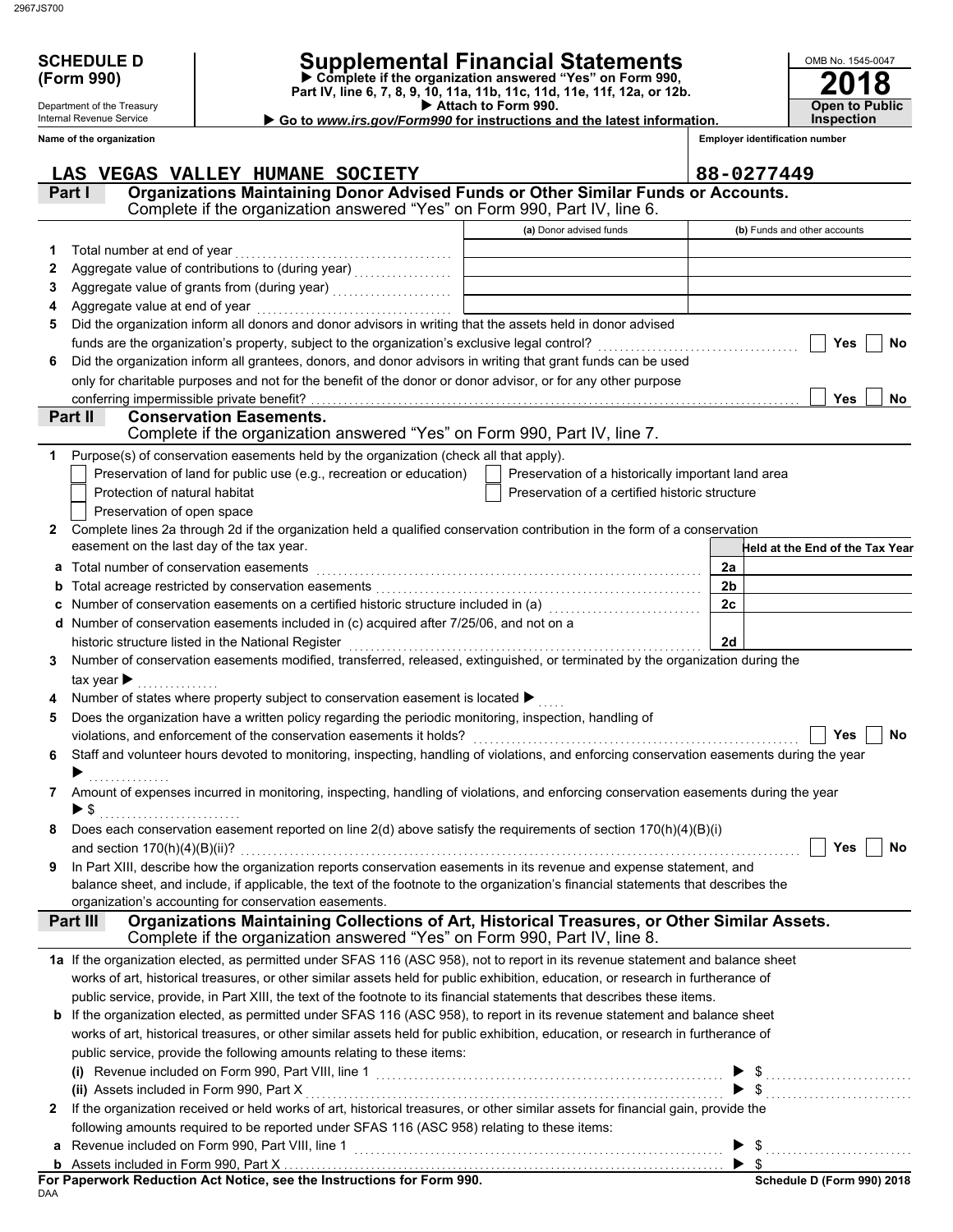# SCHEDULE D (Form 990)

Department of the Treasury
Internal Revenue Service

# Supplemental Financial Statements

▶ Complete if the organization answered "Yes" on Form 990, Part IV, line 6, 7, 8, 9, 10, 11a, 11b, 11c, 11d, 11e, 11f, 12a, or 12b.
▶ Attach to Form 990.
▶ Go to *www.irs.gov/Form990* for instructions and the latest information.

OMB No. 1545-0047

**2018**

**Open to Public Inspection**

**Name of the organization**: LAS VEGAS VALLEY HUMANE SOCIETY

**Employer identification number**: 88-0277449

## Part I — Organizations Maintaining Donor Advised Funds or Other Similar Funds or Accounts.

Complete if the organization answered "Yes" on Form 990, Part IV, line 6.

| | | (a) Donor advised funds | (b) Funds and other accounts |
|---|---|---|---|
| 1 | Total number at end of year | | |
| 2 | Aggregate value of contributions to (during year) | | |
| 3 | Aggregate value of grants from (during year) | | |
| 4 | Aggregate value at end of year | | |

5 Did the organization inform all donors and donor advisors in writing that the assets held in donor advised funds are the organization's property, subject to the organization's exclusive legal control? ☐ Yes ☐ No

6 Did the organization inform all grantees, donors, and donor advisors in writing that grant funds can be used only for charitable purposes and not for the benefit of the donor or donor advisor, or for any other purpose conferring impermissible private benefit? ☐ Yes ☐ No

## Part II — Conservation Easements.

Complete if the organization answered "Yes" on Form 990, Part IV, line 7.

1 Purpose(s) of conservation easements held by the organization (check all that apply).

- ☐ Preservation of land for public use (e.g., recreation or education)
- ☐ Preservation of a historically important land area
- ☐ Protection of natural habitat
- ☐ Preservation of a certified historic structure
- ☐ Preservation of open space

2 Complete lines 2a through 2d if the organization held a qualified conservation contribution in the form of a conservation easement on the last day of the tax year.

| | | | Held at the End of the Tax Year |
|---|---|---|---|
| a | Total number of conservation easements | 2a | |
| b | Total acreage restricted by conservation easements | 2b | |
| c | Number of conservation easements on a certified historic structure included in (a) | 2c | |
| d | Number of conservation easements included in (c) acquired after 7/25/06, and not on a historic structure listed in the National Register | 2d | |

3 Number of conservation easements modified, transferred, released, extinguished, or terminated by the organization during the tax year ▶

4 Number of states where property subject to conservation easement is located ▶

5 Does the organization have a written policy regarding the periodic monitoring, inspection, handling of violations, and enforcement of the conservation easements it holds? ☐ Yes ☐ No

6 Staff and volunteer hours devoted to monitoring, inspecting, handling of violations, and enforcing conservation easements during the year ▶

7 Amount of expenses incurred in monitoring, inspecting, handling of violations, and enforcing conservation easements during the year ▶ $

8 Does each conservation easement reported on line 2(d) above satisfy the requirements of section 170(h)(4)(B)(i) and section 170(h)(4)(B)(ii)? ☐ Yes ☐ No

9 In Part XIII, describe how the organization reports conservation easements in its revenue and expense statement, and balance sheet, and include, if applicable, the text of the footnote to the organization's financial statements that describes the organization's accounting for conservation easements.

## Part III — Organizations Maintaining Collections of Art, Historical Treasures, or Other Similar Assets.

Complete if the organization answered "Yes" on Form 990, Part IV, line 8.

1a If the organization elected, as permitted under SFAS 116 (ASC 958), not to report in its revenue statement and balance sheet works of art, historical treasures, or other similar assets held for public exhibition, education, or research in furtherance of public service, provide, in Part XIII, the text of the footnote to its financial statements that describes these items.

b If the organization elected, as permitted under SFAS 116 (ASC 958), to report in its revenue statement and balance sheet works of art, historical treasures, or other similar assets held for public exhibition, education, or research in furtherance of public service, provide the following amounts relating to these items:

(i) Revenue included on Form 990, Part VIII, line 1 ▶ $

(ii) Assets included in Form 990, Part X ▶ $

2 If the organization received or held works of art, historical treasures, or other similar assets for financial gain, provide the following amounts required to be reported under SFAS 116 (ASC 958) relating to these items:

a Revenue included on Form 990, Part VIII, line 1 ▶ $

b Assets included in Form 990, Part X ▶ $

**For Paperwork Reduction Act Notice, see the Instructions for Form 990.**

**Schedule D (Form 990) 2018**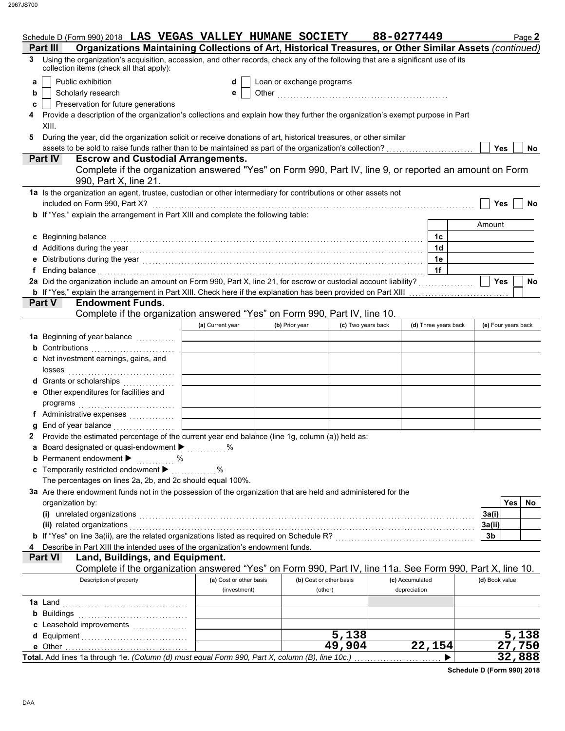Schedule D (Form 990) 2018 **LAS VEGAS VALLEY HUMANE SOCIETY 88-0277449** Page **2**

## Part III Organizations Maintaining Collections of Art, Historical Treasures, or Other Similar Assets *(continued)*

**3** Using the organization's acquisition, accession, and other records, check any of the following that are a significant use of its collection items (check all that apply):

- **a** ☐ Public exhibition
- **b** ☐ Scholarly research
- **c** ☐ Preservation for future generations
- **d** ☐ Loan or exchange programs
- **e** ☐ Other

**4** Provide a description of the organization's collections and explain how they further the organization's exempt purpose in Part XIII.

**5** During the year, did the organization solicit or receive donations of art, historical treasures, or other similar assets to be sold to raise funds rather than to be maintained as part of the organization's collection? ☐ Yes ☐ No

## Part IV Escrow and Custodial Arrangements.

Complete if the organization answered "Yes" on Form 990, Part IV, line 9, or reported an amount on Form 990, Part X, line 21.

**1a** Is the organization an agent, trustee, custodian or other intermediary for contributions or other assets not included on Form 990, Part X? ☐ Yes ☐ No

**b** If "Yes," explain the arrangement in Part XIII and complete the following table:

| | | Amount |
|---|---|---|
| **c** Beginning balance | 1c | |
| **d** Additions during the year | 1d | |
| **e** Distributions during the year | 1e | |
| **f** Ending balance | 1f | |

**2a** Did the organization include an amount on Form 990, Part X, line 21, for escrow or custodial account liability? ☐ Yes ☐ No

**b** If "Yes," explain the arrangement in Part XIII. Check here if the explanation has been provided on Part XIII ☐

## Part V Endowment Funds.

Complete if the organization answered "Yes" on Form 990, Part IV, line 10.

| | (a) Current year | (b) Prior year | (c) Two years back | (d) Three years back | (e) Four years back |
|---|---|---|---|---|---|
| **1a** Beginning of year balance | | | | | |
| **b** Contributions | | | | | |
| **c** Net investment earnings, gains, and losses | | | | | |
| **d** Grants or scholarships | | | | | |
| **e** Other expenditures for facilities and programs | | | | | |
| **f** Administrative expenses | | | | | |
| **g** End of year balance | | | | | |

**2** Provide the estimated percentage of the current year end balance (line 1g, column (a)) held as:

- **a** Board designated or quasi-endowment ▶ %
- **b** Permanent endowment ▶ %
- **c** Temporarily restricted endowment ▶ %

The percentages on lines 2a, 2b, and 2c should equal 100%.

**3a** Are there endowment funds not in the possession of the organization that are held and administered for the organization by:

| | | Yes | No |
|---|---|---|---|
| **(i)** unrelated organizations | 3a(i) | | |
| **(ii)** related organizations | 3a(ii) | | |
| **b** If "Yes" on line 3a(ii), are the related organizations listed as required on Schedule R? | 3b | | |

**4** Describe in Part XIII the intended uses of the organization's endowment funds.

## Part VI Land, Buildings, and Equipment.

Complete if the organization answered "Yes" on Form 990, Part IV, line 11a. See Form 990, Part X, line 10.

| Description of property | (a) Cost or other basis (investment) | (b) Cost or other basis (other) | (c) Accumulated depreciation | (d) Book value |
|---|---|---|---|---|
| **1a** Land | | | | |
| **b** Buildings | | | | |
| **c** Leasehold improvements | | | | |
| **d** Equipment | | 5,138 | | 5,138 |
| **e** Other | | 49,904 | 22,154 | 27,750 |
| **Total.** Add lines 1a through 1e. *(Column (d) must equal Form 990, Part X, column (B), line 10c.)* ▶ | | | | 32,888 |

**Schedule D (Form 990) 2018**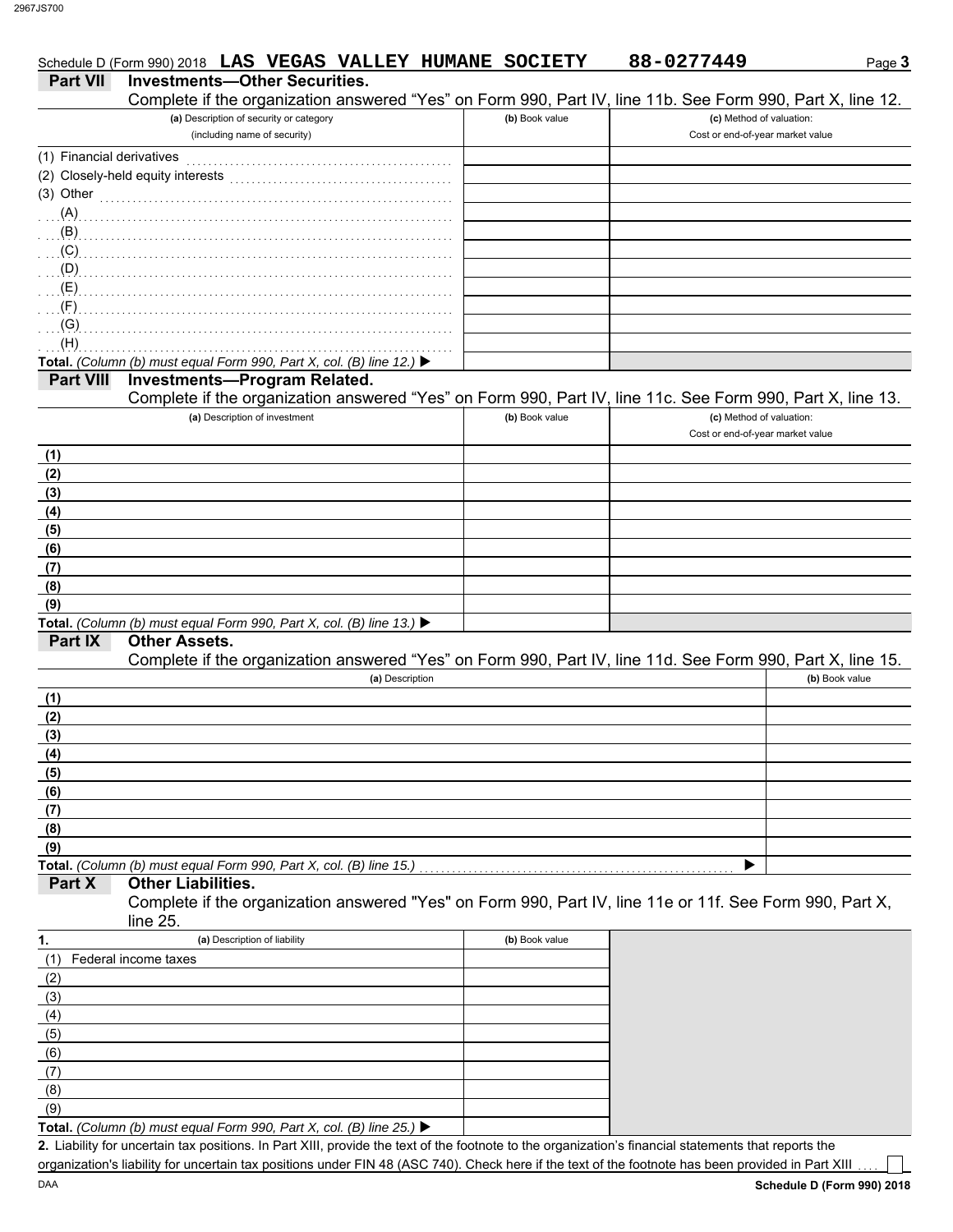Schedule D (Form 990) 2018 **LAS VEGAS VALLEY HUMANE SOCIETY** **88-0277449**

## Part VII Investments—Other Securities.

Complete if the organization answered "Yes" on Form 990, Part IV, line 11b. See Form 990, Part X, line 12.

| (a) Description of security or category (including name of security) | (b) Book value | (c) Method of valuation: Cost or end-of-year market value |
|---|---|---|
| (1) Financial derivatives | | |
| (2) Closely-held equity interests | | |
| (3) Other | | |
| (A) | | |
| (B) | | |
| (C) | | |
| (D) | | |
| (E) | | |
| (F) | | |
| (G) | | |
| (H) | | |
| **Total.** *(Column (b) must equal Form 990, Part X, col. (B) line 12.)* ▶ | | |

## Part VIII Investments—Program Related.

Complete if the organization answered "Yes" on Form 990, Part IV, line 11c. See Form 990, Part X, line 13.

| (a) Description of investment | (b) Book value | (c) Method of valuation: Cost or end-of-year market value |
|---|---|---|
| (1) | | |
| (2) | | |
| (3) | | |
| (4) | | |
| (5) | | |
| (6) | | |
| (7) | | |
| (8) | | |
| (9) | | |
| **Total.** *(Column (b) must equal Form 990, Part X, col. (B) line 13.)* ▶ | | |

## Part IX Other Assets.

Complete if the organization answered "Yes" on Form 990, Part IV, line 11d. See Form 990, Part X, line 15.

| (a) Description | (b) Book value |
|---|---|
| (1) | |
| (2) | |
| (3) | |
| (4) | |
| (5) | |
| (6) | |
| (7) | |
| (8) | |
| (9) | |
| **Total.** *(Column (b) must equal Form 990, Part X, col. (B) line 15.)* ▶ | |

## Part X Other Liabilities.

Complete if the organization answered "Yes" on Form 990, Part IV, line 11e or 11f. See Form 990, Part X, line 25.

| 1. (a) Description of liability | (b) Book value |
|---|---|
| (1) Federal income taxes | |
| (2) | |
| (3) | |
| (4) | |
| (5) | |
| (6) | |
| (7) | |
| (8) | |
| (9) | |
| **Total.** *(Column (b) must equal Form 990, Part X, col. (B) line 25.)* ▶ | |

**2.** Liability for uncertain tax positions. In Part XIII, provide the text of the footnote to the organization's financial statements that reports the organization's liability for uncertain tax positions under FIN 48 (ASC 740). Check here if the text of the footnote has been provided in Part XIII ☐

**Schedule D (Form 990) 2018**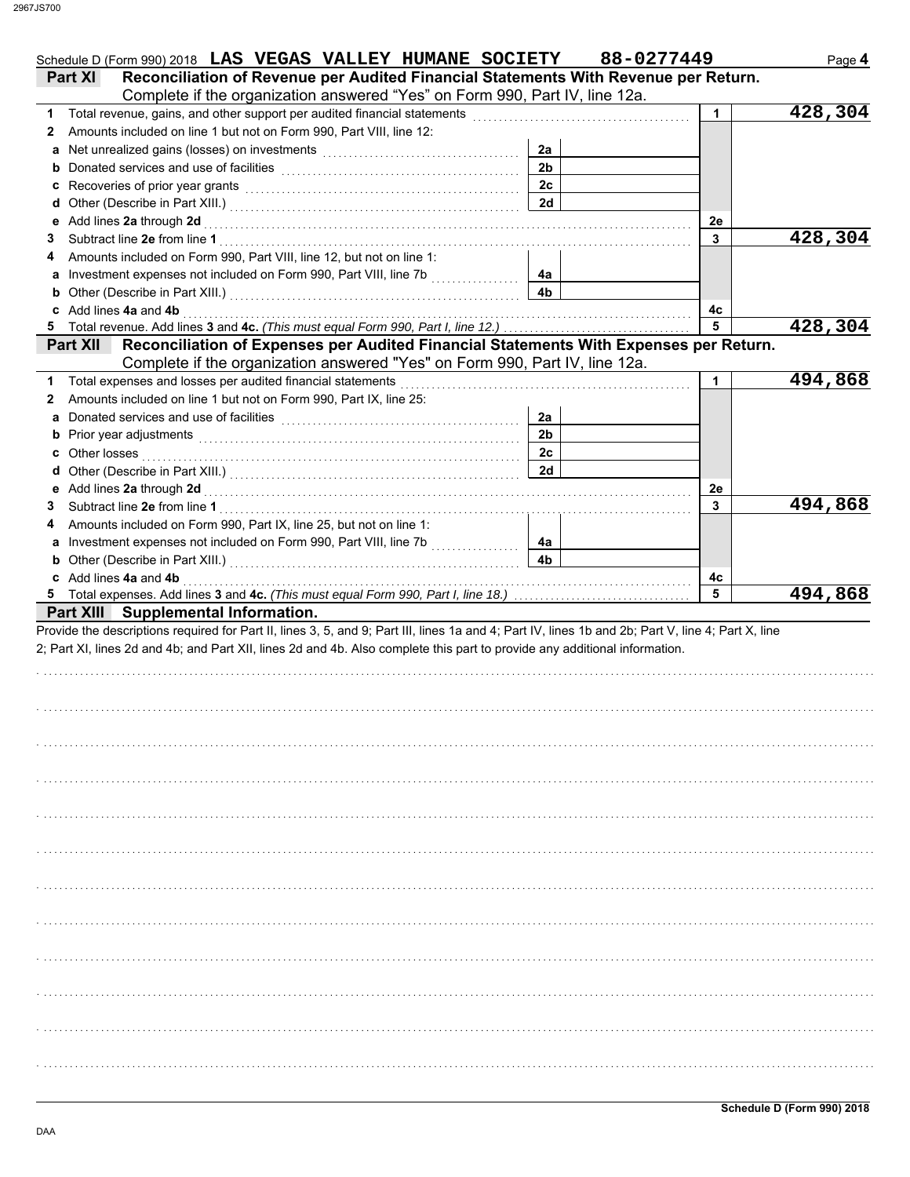Schedule D (Form 990) 2018 **LAS VEGAS VALLEY HUMANE SOCIETY** **88-0277449** Page **4**

## Part XI Reconciliation of Revenue per Audited Financial Statements With Revenue per Return.

Complete if the organization answered "Yes" on Form 990, Part IV, line 12a.

| | | | | | |
|---|---|---|---|---|---|
| **1** | Total revenue, gains, and other support per audited financial statements | | | 1 | 428,304 |
| **2** | Amounts included on line 1 but not on Form 990, Part VIII, line 12: | | | | |
| **a** | Net unrealized gains (losses) on investments | 2a | | | |
| **b** | Donated services and use of facilities | 2b | | | |
| **c** | Recoveries of prior year grants | 2c | | | |
| **d** | Other (Describe in Part XIII.) | 2d | | | |
| **e** | Add lines **2a** through **2d** | | | 2e | |
| **3** | Subtract line **2e** from line **1** | | | 3 | 428,304 |
| **4** | Amounts included on Form 990, Part VIII, line 12, but not on line 1: | | | | |
| **a** | Investment expenses not included on Form 990, Part VIII, line 7b | 4a | | | |
| **b** | Other (Describe in Part XIII.) | 4b | | | |
| **c** | Add lines **4a** and **4b** | | | 4c | |
| **5** | Total revenue. Add lines **3** and **4c.** *(This must equal Form 990, Part I, line 12.)* | | | 5 | 428,304 |

## Part XII Reconciliation of Expenses per Audited Financial Statements With Expenses per Return.

Complete if the organization answered "Yes" on Form 990, Part IV, line 12a.

| | | | | | |
|---|---|---|---|---|---|
| **1** | Total expenses and losses per audited financial statements | | | 1 | 494,868 |
| **2** | Amounts included on line 1 but not on Form 990, Part IX, line 25: | | | | |
| **a** | Donated services and use of facilities | 2a | | | |
| **b** | Prior year adjustments | 2b | | | |
| **c** | Other losses | 2c | | | |
| **d** | Other (Describe in Part XIII.) | 2d | | | |
| **e** | Add lines **2a** through **2d** | | | 2e | |
| **3** | Subtract line **2e** from line **1** | | | 3 | 494,868 |
| **4** | Amounts included on Form 990, Part IX, line 25, but not on line 1: | | | | |
| **a** | Investment expenses not included on Form 990, Part VIII, line 7b | 4a | | | |
| **b** | Other (Describe in Part XIII.) | 4b | | | |
| **c** | Add lines **4a** and **4b** | | | 4c | |
| **5** | Total expenses. Add lines **3** and **4c.** *(This must equal Form 990, Part I, line 18.)* | | | 5 | 494,868 |

## Part XIII Supplemental Information.

Provide the descriptions required for Part II, lines 3, 5, and 9; Part III, lines 1a and 4; Part IV, lines 1b and 2b; Part V, line 4; Part X, line 2; Part XI, lines 2d and 4b; and Part XII, lines 2d and 4b. Also complete this part to provide any additional information.

**Schedule D (Form 990) 2018**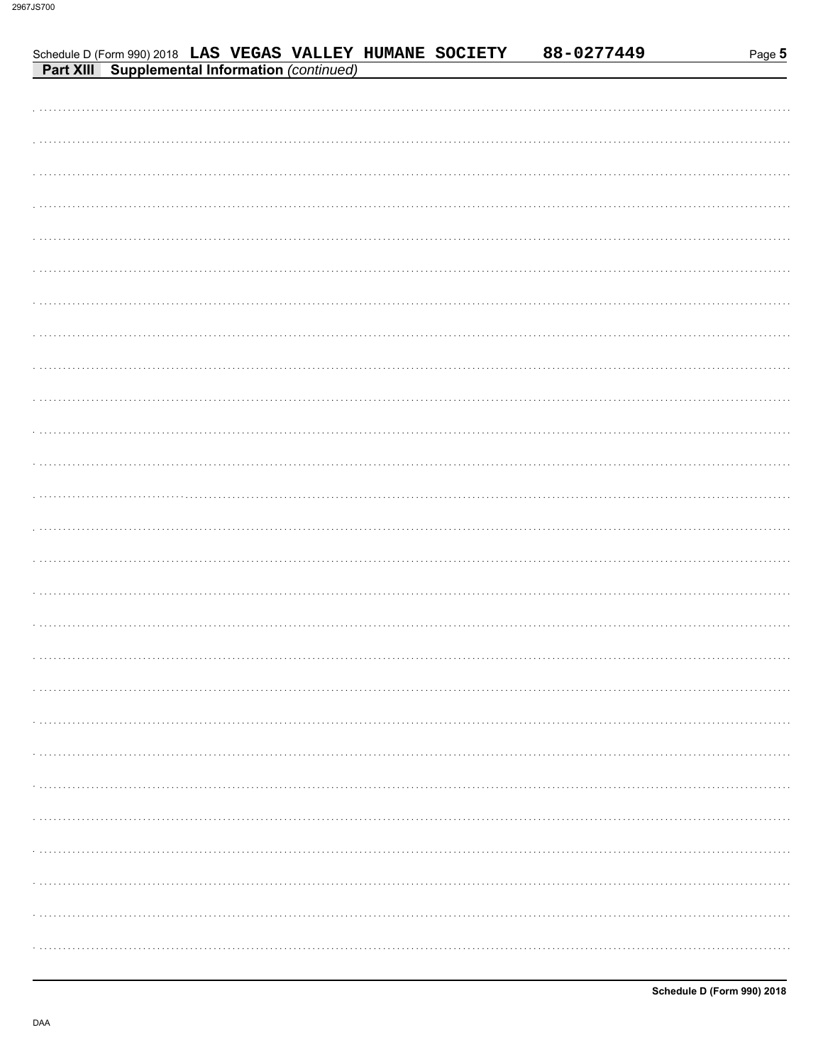Schedule D (Form 990) 2018 LAS VEGAS VALLEY HUMANE SOCIETY 88-0277449

**Part XIII Supplemental Information** *(continued)*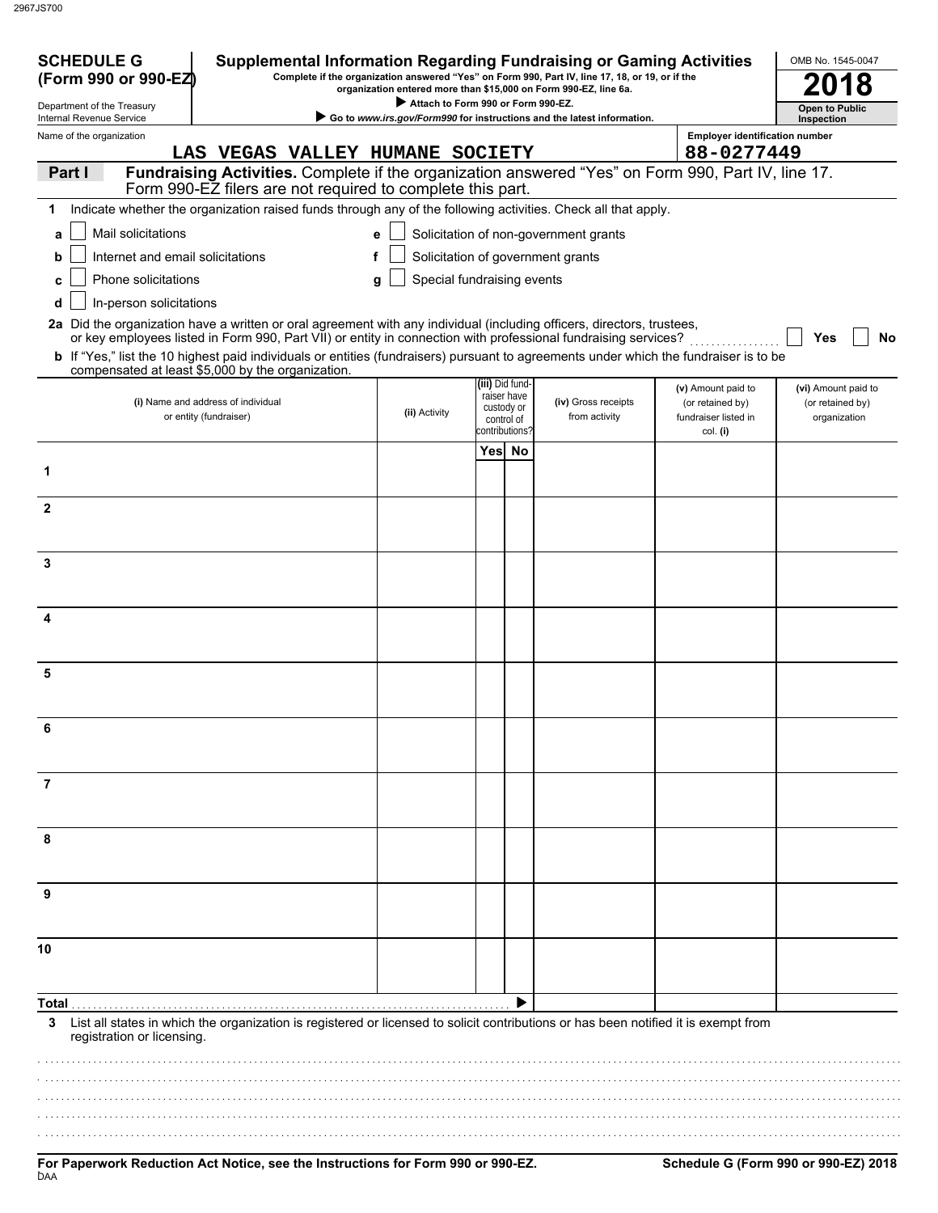2967JS700

# SCHEDULE G (Form 990 or 990-EZ)

Department of the Treasury
Internal Revenue Service

## Supplemental Information Regarding Fundraising or Gaming Activities

**Complete if the organization answered "Yes" on Form 990, Part IV, line 17, 18, or 19, or if the organization entered more than $15,000 on Form 990-EZ, line 6a.**

▶ **Attach to Form 990 or Form 990-EZ.**

▶ **Go to** ***www.irs.gov/Form990*** **for instructions and the latest information.**

OMB No. 1545-0047

**2018**

**Open to Public Inspection**

Name of the organization: LAS VEGAS VALLEY HUMANE SOCIETY

Employer identification number: 88-0277449

### Part I — Fundraising Activities. Complete if the organization answered "Yes" on Form 990, Part IV, line 17. Form 990-EZ filers are not required to complete this part.

**1** Indicate whether the organization raised funds through any of the following activities. Check all that apply.

- **a** ☐ Mail solicitations
- **b** ☐ Internet and email solicitations
- **c** ☐ Phone solicitations
- **d** ☐ In-person solicitations
- **e** ☐ Solicitation of non-government grants
- **f** ☐ Solicitation of government grants
- **g** ☐ Special fundraising events

**2a** Did the organization have a written or oral agreement with any individual (including officers, directors, trustees, or key employees listed in Form 990, Part VII) or entity in connection with professional fundraising services? ☐ **Yes** ☐ **No**

**b** If "Yes," list the 10 highest paid individuals or entities (fundraisers) pursuant to agreements under which the fundraiser is to be compensated at least $5,000 by the organization.

| | (i) Name and address of individual or entity (fundraiser) | (ii) Activity | (iii) Did fundraiser have custody or control of contributions? Yes | No | (iv) Gross receipts from activity | (v) Amount paid to (or retained by) fundraiser listed in col. (i) | (vi) Amount paid to (or retained by) organization |
|---|---|---|---|---|---|---|---|
| 1 | | | | | | | |
| 2 | | | | | | | |
| 3 | | | | | | | |
| 4 | | | | | | | |
| 5 | | | | | | | |
| 6 | | | | | | | |
| 7 | | | | | | | |
| 8 | | | | | | | |
| 9 | | | | | | | |
| 10 | | | | | | | |
| **Total** ▶ | | | | | | | |

**3** List all states in which the organization is registered or licensed to solicit contributions or has been notified it is exempt from registration or licensing.

**For Paperwork Reduction Act Notice, see the Instructions for Form 990 or 990-EZ.**

DAA

**Schedule G (Form 990 or 990-EZ) 2018**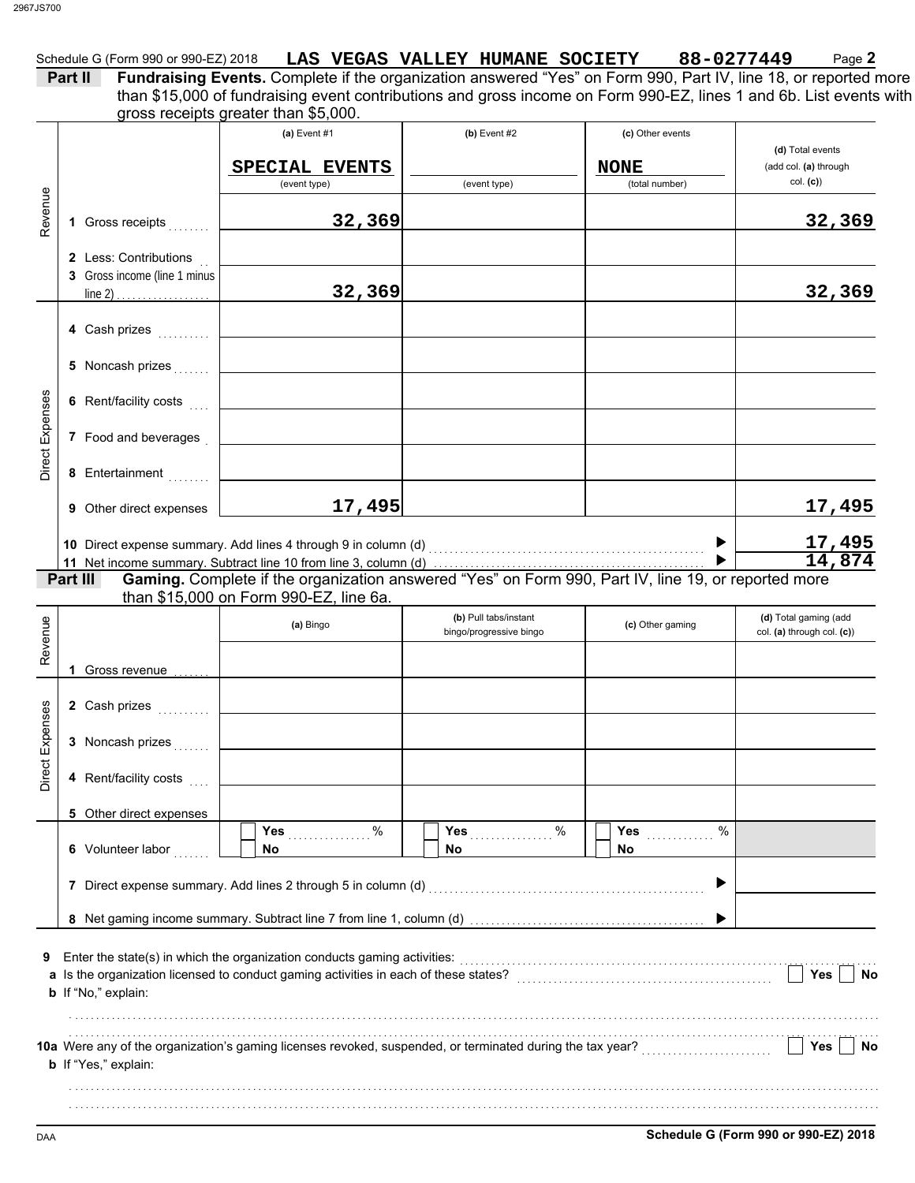Schedule G (Form 990 or 990-EZ) 2018 **LAS VEGAS VALLEY HUMANE SOCIETY** **88-0277449** Page **2**

**Part II** **Fundraising Events.** Complete if the organization answered "Yes" on Form 990, Part IV, line 18, or reported more than $15,000 of fundraising event contributions and gross income on Form 990-EZ, lines 1 and 6b. List events with gross receipts greater than $5,000.

| | | (a) Event #1 | (b) Event #2 | (c) Other events | (d) Total events (add col. (a) through col. (c)) |
|---|---|---|---|---|---|
| | | SPECIAL EVENTS (event type) | (event type) | NONE (total number) | |
| Revenue | 1 Gross receipts | 32,369 | | | 32,369 |
| | 2 Less: Contributions | | | | |
| | 3 Gross income (line 1 minus line 2) | 32,369 | | | 32,369 |
| Direct Expenses | 4 Cash prizes | | | | |
| | 5 Noncash prizes | | | | |
| | 6 Rent/facility costs | | | | |
| | 7 Food and beverages | | | | |
| | 8 Entertainment | | | | |
| | 9 Other direct expenses | 17,495 | | | 17,495 |

10 Direct expense summary. Add lines 4 through 9 in column (d) ▶ 17,495

11 Net income summary. Subtract line 10 from line 3, column (d) ▶ 14,874

**Part III** **Gaming.** Complete if the organization answered "Yes" on Form 990, Part IV, line 19, or reported more than $15,000 on Form 990-EZ, line 6a.

| | | (a) Bingo | (b) Pull tabs/instant bingo/progressive bingo | (c) Other gaming | (d) Total gaming (add col. (a) through col. (c)) |
|---|---|---|---|---|---|
| Revenue | 1 Gross revenue | | | | |
| Direct Expenses | 2 Cash prizes | | | | |
| | 3 Noncash prizes | | | | |
| | 4 Rent/facility costs | | | | |
| | 5 Other direct expenses | | | | |
| | 6 Volunteer labor | Yes ____ % No | Yes ____ % No | Yes ____ % No | |

7 Direct expense summary. Add lines 2 through 5 in column (d) ▶

8 Net gaming income summary. Subtract line 7 from line 1, column (d) ▶

**9** Enter the state(s) in which the organization conducts gaming activities:

**a** Is the organization licensed to conduct gaming activities in each of these states? Yes No

**b** If "No," explain:

**10a** Were any of the organization's gaming licenses revoked, suspended, or terminated during the tax year? Yes No

**b** If "Yes," explain:

**Schedule G (Form 990 or 990-EZ) 2018**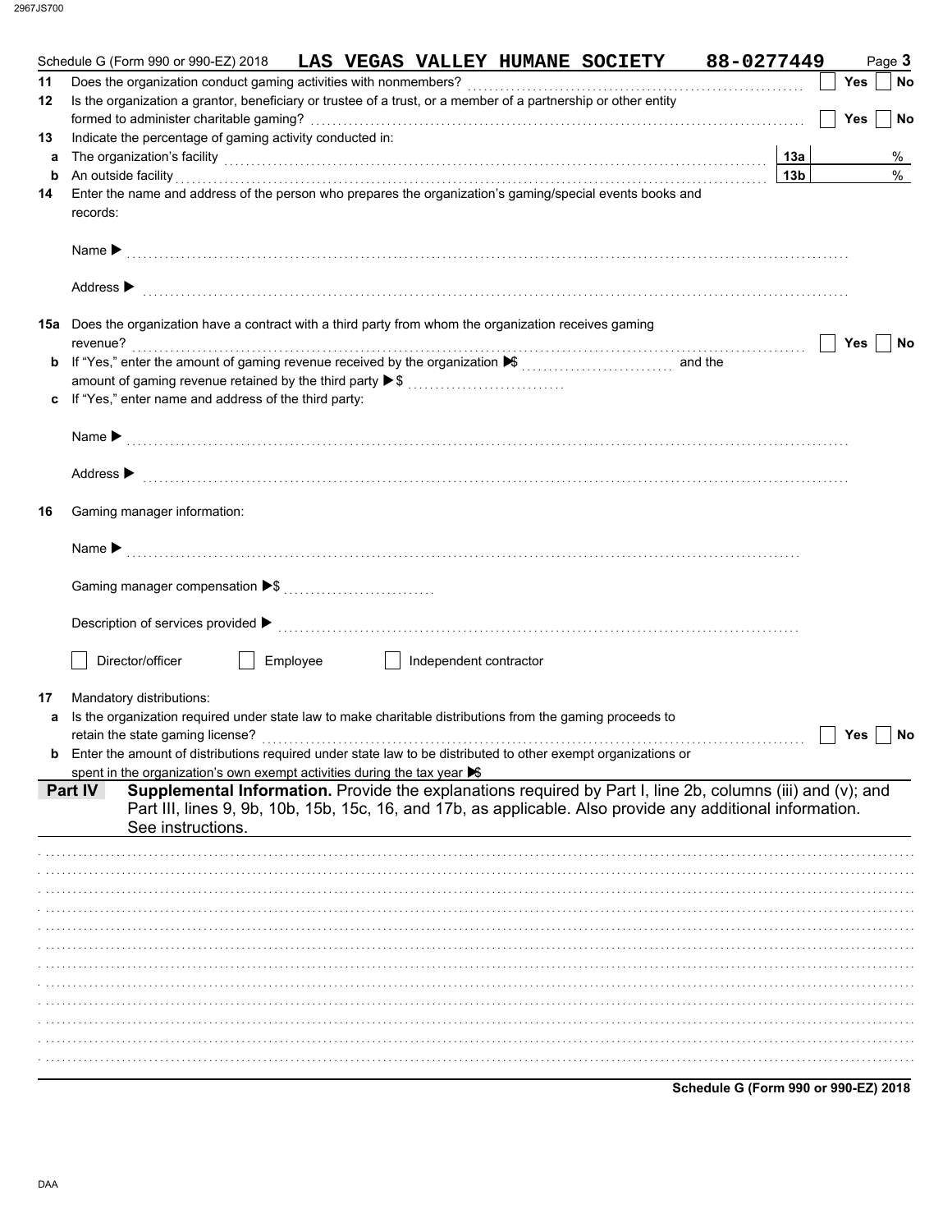Schedule G (Form 990 or 990-EZ) 2018 **LAS VEGAS VALLEY HUMANE SOCIETY** **88-0277449** Page **3**

**11** Does the organization conduct gaming activities with nonmembers? ☐ **Yes** ☐ **No**

**12** Is the organization a grantor, beneficiary or trustee of a trust, or a member of a partnership or other entity formed to administer charitable gaming? ☐ **Yes** ☐ **No**

**13** Indicate the percentage of gaming activity conducted in:

**a** The organization's facility **13a** %

**b** An outside facility **13b** %

**14** Enter the name and address of the person who prepares the organization's gaming/special events books and records:

Name ▶

Address ▶

**15a** Does the organization have a contract with a third party from whom the organization receives gaming revenue? ☐ **Yes** ☐ **No**

**b** If "Yes," enter the amount of gaming revenue received by the organization ▶$ and the amount of gaming revenue retained by the third party ▶$

**c** If "Yes," enter name and address of the third party:

Name ▶

Address ▶

**16** Gaming manager information:

Name ▶

Gaming manager compensation ▶$

Description of services provided ▶

☐ Director/officer ☐ Employee ☐ Independent contractor

**17** Mandatory distributions:

**a** Is the organization required under state law to make charitable distributions from the gaming proceeds to retain the state gaming license? ☐ **Yes** ☐ **No**

**b** Enter the amount of distributions required under state law to be distributed to other exempt organizations or spent in the organization's own exempt activities during the tax year ▶$

**Part IV** **Supplemental Information.** Provide the explanations required by Part I, line 2b, columns (iii) and (v); and Part III, lines 9, 9b, 10b, 15b, 15c, 16, and 17b, as applicable. Also provide any additional information. See instructions.

**Schedule G (Form 990 or 990-EZ) 2018**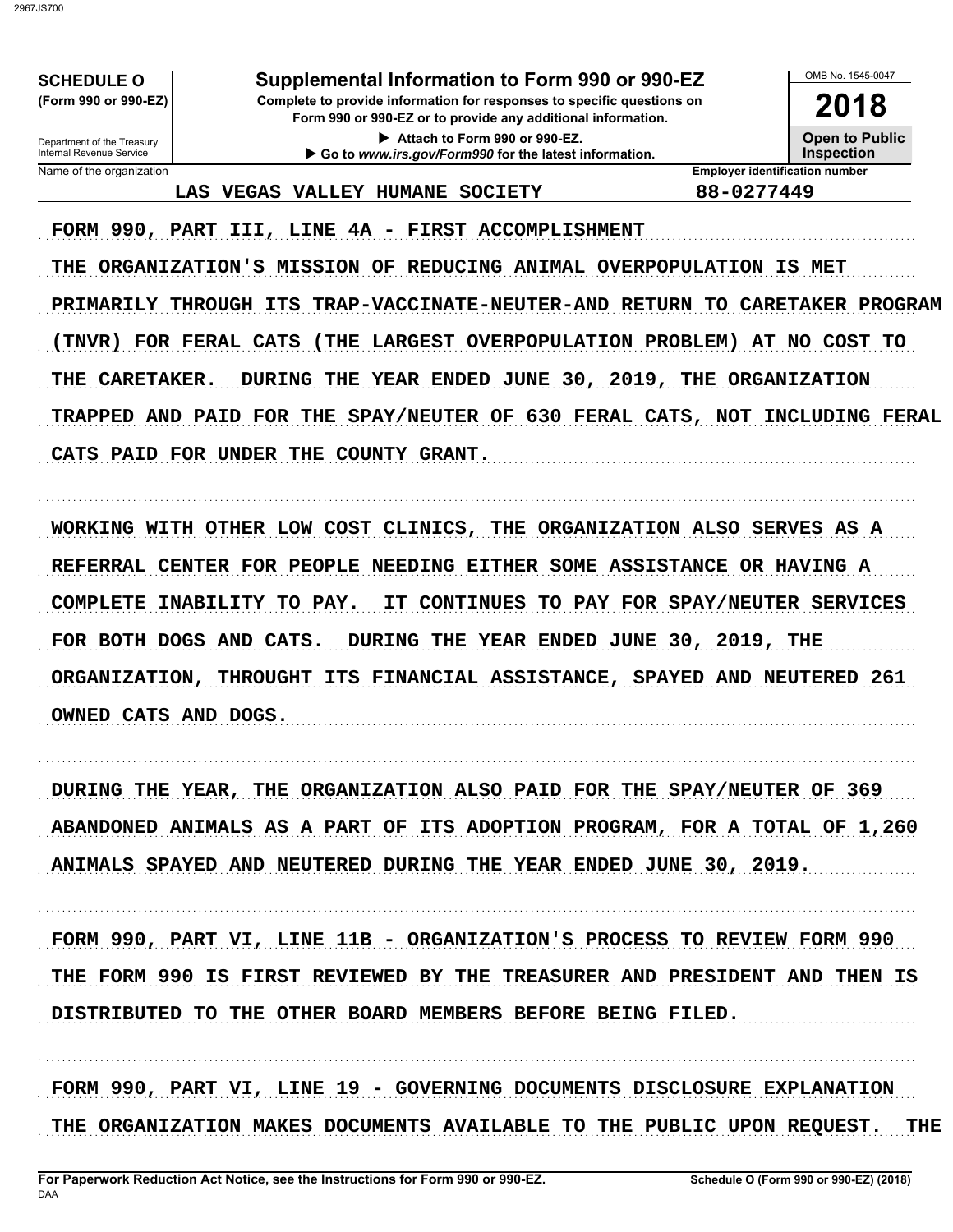**SCHEDULE O**
**(Form 990 or 990-EZ)**

Department of the Treasury
Internal Revenue Service

# Supplemental Information to Form 990 or 990-EZ

**Complete to provide information for responses to specific questions on Form 990 or 990-EZ or to provide any additional information.**

▶ Attach to Form 990 or 990-EZ.

▶ Go to *www.irs.gov/Form990* for the latest information.

OMB No. 1545-0047

**2018**

**Open to Public Inspection**

| Name of the organization | Employer identification number |
|---|---|
| LAS VEGAS VALLEY HUMANE SOCIETY | 88-0277449 |

FORM 990, PART III, LINE 4A - FIRST ACCOMPLISHMENT

THE ORGANIZATION'S MISSION OF REDUCING ANIMAL OVERPOPULATION IS MET PRIMARILY THROUGH ITS TRAP-VACCINATE-NEUTER-AND RETURN TO CARETAKER PROGRAM (TNVR) FOR FERAL CATS (THE LARGEST OVERPOPULATION PROBLEM) AT NO COST TO THE CARETAKER. DURING THE YEAR ENDED JUNE 30, 2019, THE ORGANIZATION TRAPPED AND PAID FOR THE SPAY/NEUTER OF 630 FERAL CATS, NOT INCLUDING FERAL CATS PAID FOR UNDER THE COUNTY GRANT.

WORKING WITH OTHER LOW COST CLINICS, THE ORGANIZATION ALSO SERVES AS A REFERRAL CENTER FOR PEOPLE NEEDING EITHER SOME ASSISTANCE OR HAVING A COMPLETE INABILITY TO PAY. IT CONTINUES TO PAY FOR SPAY/NEUTER SERVICES FOR BOTH DOGS AND CATS. DURING THE YEAR ENDED JUNE 30, 2019, THE ORGANIZATION, THROUGHT ITS FINANCIAL ASSISTANCE, SPAYED AND NEUTERED 261 OWNED CATS AND DOGS.

DURING THE YEAR, THE ORGANIZATION ALSO PAID FOR THE SPAY/NEUTER OF 369 ABANDONED ANIMALS AS A PART OF ITS ADOPTION PROGRAM, FOR A TOTAL OF 1,260 ANIMALS SPAYED AND NEUTERED DURING THE YEAR ENDED JUNE 30, 2019.

FORM 990, PART VI, LINE 11B - ORGANIZATION'S PROCESS TO REVIEW FORM 990

THE FORM 990 IS FIRST REVIEWED BY THE TREASURER AND PRESIDENT AND THEN IS DISTRIBUTED TO THE OTHER BOARD MEMBERS BEFORE BEING FILED.

FORM 990, PART VI, LINE 19 - GOVERNING DOCUMENTS DISCLOSURE EXPLANATION

THE ORGANIZATION MAKES DOCUMENTS AVAILABLE TO THE PUBLIC UPON REQUEST. THE

For Paperwork Reduction Act Notice, see the Instructions for Form 990 or 990-EZ. Schedule O (Form 990 or 990-EZ) (2018)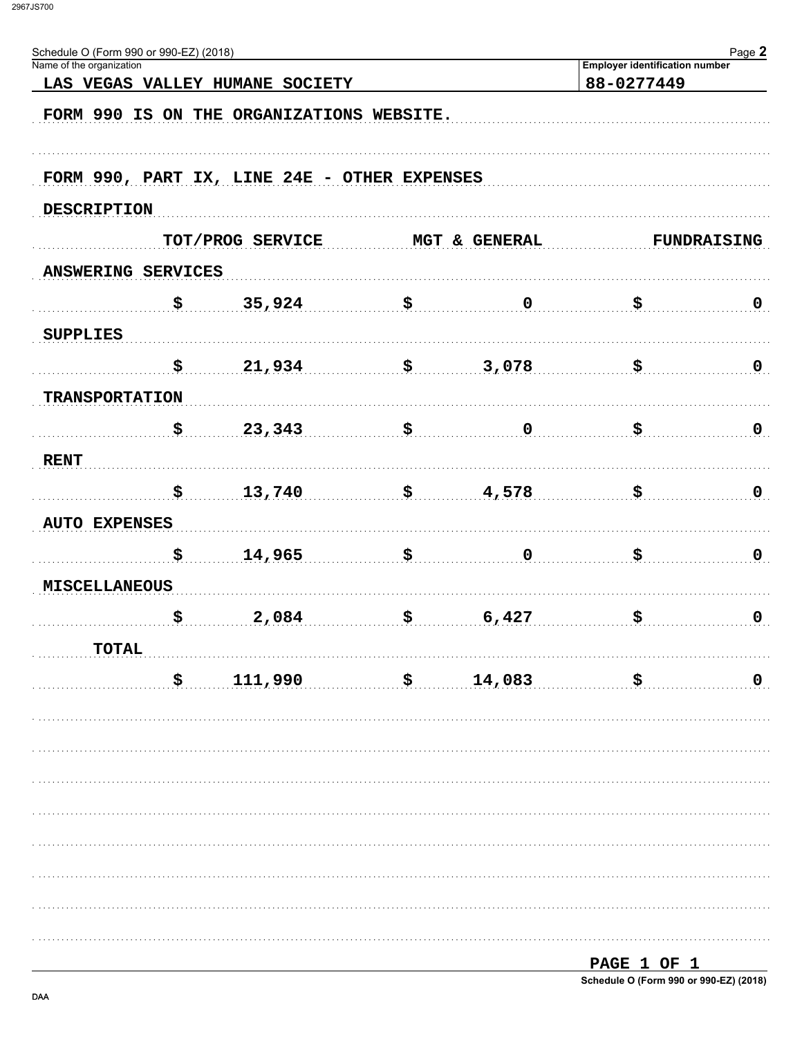Schedule O (Form 990 or 990-EZ) (2018) Page **2**

| Name of the organization | Employer identification number |
|---|---|
| LAS VEGAS VALLEY HUMANE SOCIETY | 88-0277449 |

FORM 990 IS ON THE ORGANIZATIONS WEBSITE.

FORM 990, PART IX, LINE 24E - OTHER EXPENSES

DESCRIPTION

| DESCRIPTION | TOT/PROG SERVICE | MGT & GENERAL | FUNDRAISING |
|---|---|---|---|
| ANSWERING SERVICES | $ 35,924 | $ 0 | $ 0 |
| SUPPLIES | $ 21,934 | $ 3,078 | $ 0 |
| TRANSPORTATION | $ 23,343 | $ 0 | $ 0 |
| RENT | $ 13,740 | $ 4,578 | $ 0 |
| AUTO EXPENSES | $ 14,965 | $ 0 | $ 0 |
| MISCELLANEOUS | $ 2,084 | $ 6,427 | $ 0 |
| TOTAL | $ 111,990 | $ 14,083 | $ 0 |

PAGE 1 OF 1

Schedule O (Form 990 or 990-EZ) (2018)